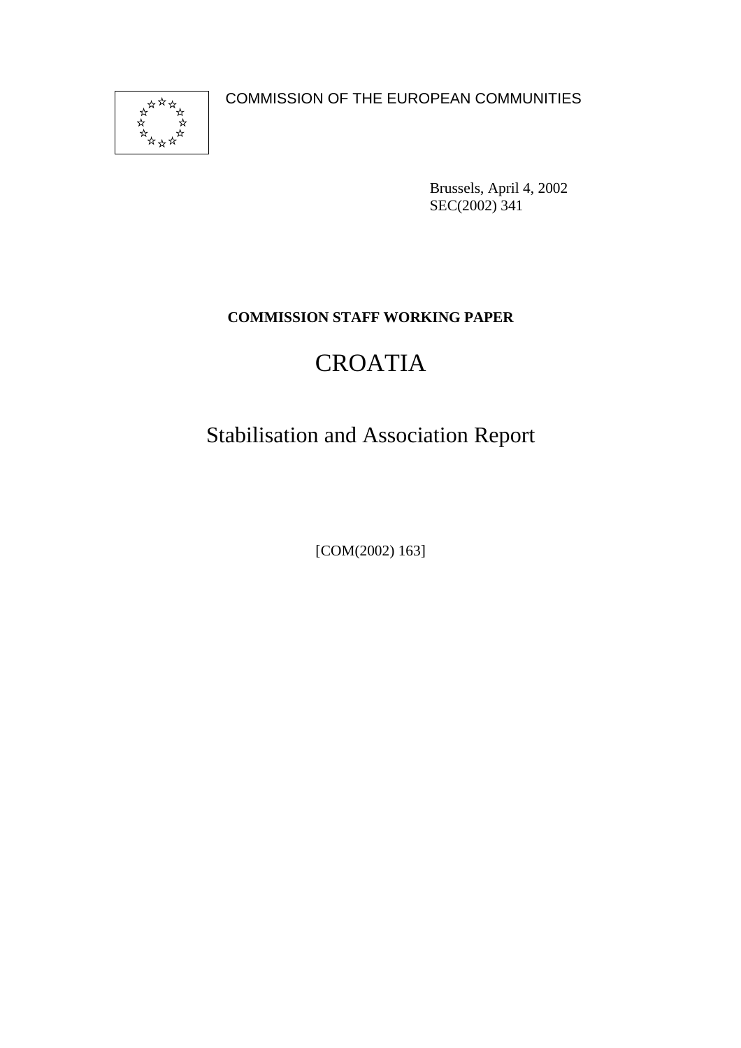COMMISSION OF THE EUROPEAN COMMUNITIES

Brussels, April 4, 2002
SEC(2002) 341

**COMMISSION STAFF WORKING PAPER**

# CROATIA

## Stabilisation and Association Report

[COM(2002) 163]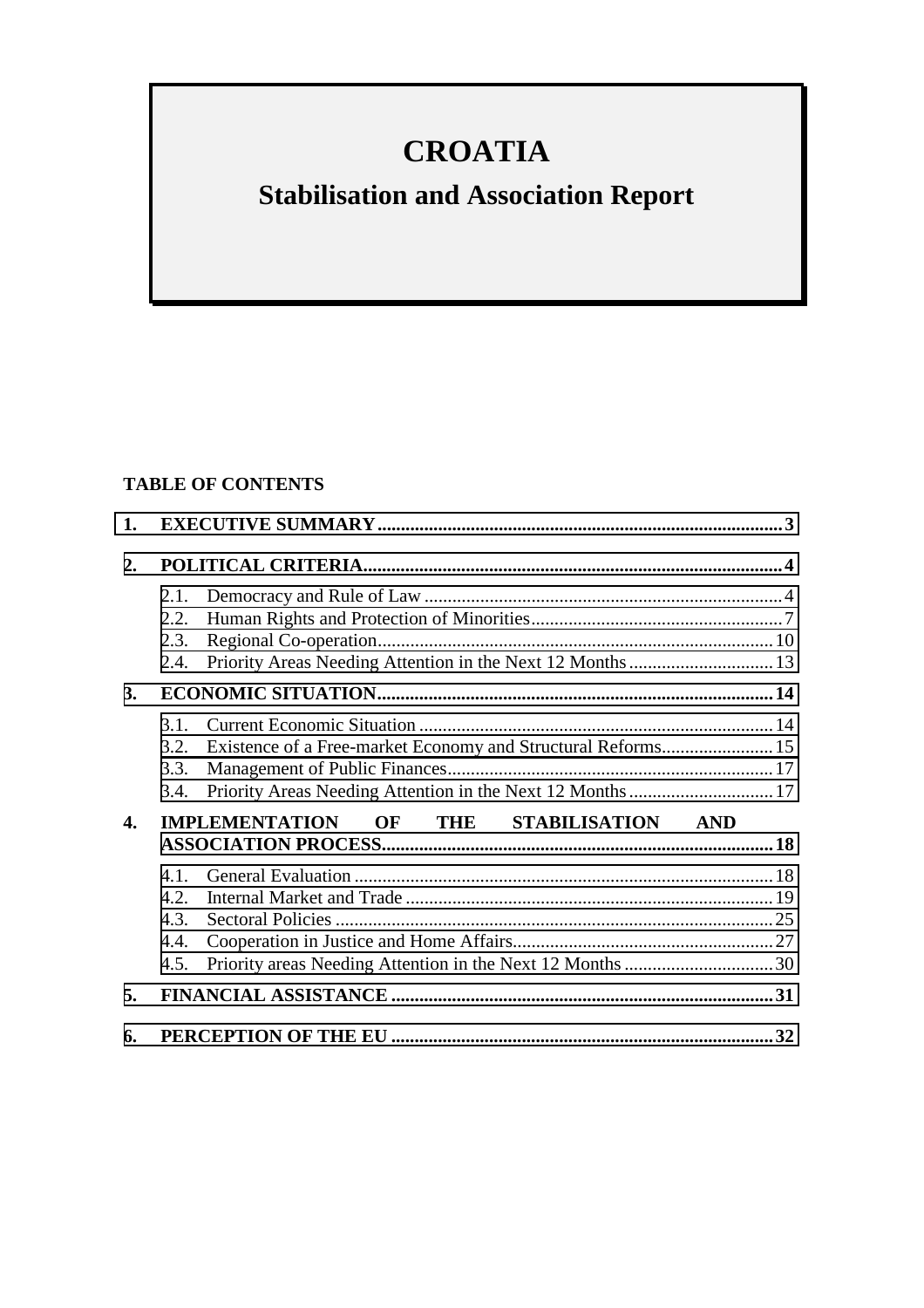# CROATIA

## Stabilisation and Association Report

**TABLE OF CONTENTS**

**1. EXECUTIVE SUMMARY ........................................................................................ 3**

**2. POLITICAL CRITERIA ......................................................................................... 4**

- 2.1. Democracy and Rule of Law ............................................................................ 4
- 2.2. Human Rights and Protection of Minorities ...................................................... 7
- 2.3. Regional Co-operation .................................................................................... 10
- 2.4. Priority Areas Needing Attention in the Next 12 Months ................................. 13

**3. ECONOMIC SITUATION ..................................................................................... 14**

- 3.1. Current Economic Situation ............................................................................ 14
- 3.2. Existence of a Free-market Economy and Structural Reforms ........................ 15
- 3.3. Management of Public Finances ..................................................................... 17
- 3.4. Priority Areas Needing Attention in the Next 12 Months ................................. 17

**4. IMPLEMENTATION OF THE STABILISATION AND ASSOCIATION PROCESS ..................................................................................... 18**

- 4.1. General Evaluation .......................................................................................... 18
- 4.2. Internal Market and Trade ............................................................................... 19
- 4.3. Sectoral Policies ............................................................................................. 25
- 4.4. Cooperation in Justice and Home Affairs ........................................................ 27
- 4.5. Priority areas Needing Attention in the Next 12 Months ................................. 30

**5. FINANCIAL ASSISTANCE ................................................................................. 31**

**6. PERCEPTION OF THE EU ................................................................................. 32**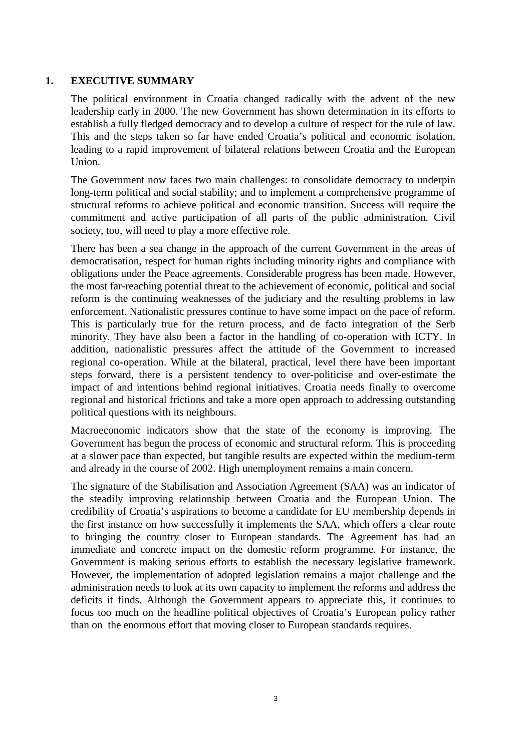# 1. EXECUTIVE SUMMARY

The political environment in Croatia changed radically with the advent of the new leadership early in 2000. The new Government has shown determination in its efforts to establish a fully fledged democracy and to develop a culture of respect for the rule of law. This and the steps taken so far have ended Croatia's political and economic isolation, leading to a rapid improvement of bilateral relations between Croatia and the European Union.

The Government now faces two main challenges: to consolidate democracy to underpin long-term political and social stability; and to implement a comprehensive programme of structural reforms to achieve political and economic transition. Success will require the commitment and active participation of all parts of the public administration. Civil society, too, will need to play a more effective role.

There has been a sea change in the approach of the current Government in the areas of democratisation, respect for human rights including minority rights and compliance with obligations under the Peace agreements. Considerable progress has been made. However, the most far-reaching potential threat to the achievement of economic, political and social reform is the continuing weaknesses of the judiciary and the resulting problems in law enforcement. Nationalistic pressures continue to have some impact on the pace of reform. This is particularly true for the return process, and de facto integration of the Serb minority. They have also been a factor in the handling of co-operation with ICTY. In addition, nationalistic pressures affect the attitude of the Government to increased regional co-operation. While at the bilateral, practical, level there have been important steps forward, there is a persistent tendency to over-politicise and over-estimate the impact of and intentions behind regional initiatives. Croatia needs finally to overcome regional and historical frictions and take a more open approach to addressing outstanding political questions with its neighbours.

Macroeconomic indicators show that the state of the economy is improving. The Government has begun the process of economic and structural reform. This is proceeding at a slower pace than expected, but tangible results are expected within the medium-term and already in the course of 2002. High unemployment remains a main concern.

The signature of the Stabilisation and Association Agreement (SAA) was an indicator of the steadily improving relationship between Croatia and the European Union. The credibility of Croatia's aspirations to become a candidate for EU membership depends in the first instance on how successfully it implements the SAA, which offers a clear route to bringing the country closer to European standards. The Agreement has had an immediate and concrete impact on the domestic reform programme. For instance, the Government is making serious efforts to establish the necessary legislative framework. However, the implementation of adopted legislation remains a major challenge and the administration needs to look at its own capacity to implement the reforms and address the deficits it finds. Although the Government appears to appreciate this, it continues to focus too much on the headline political objectives of Croatia's European policy rather than on the enormous effort that moving closer to European standards requires.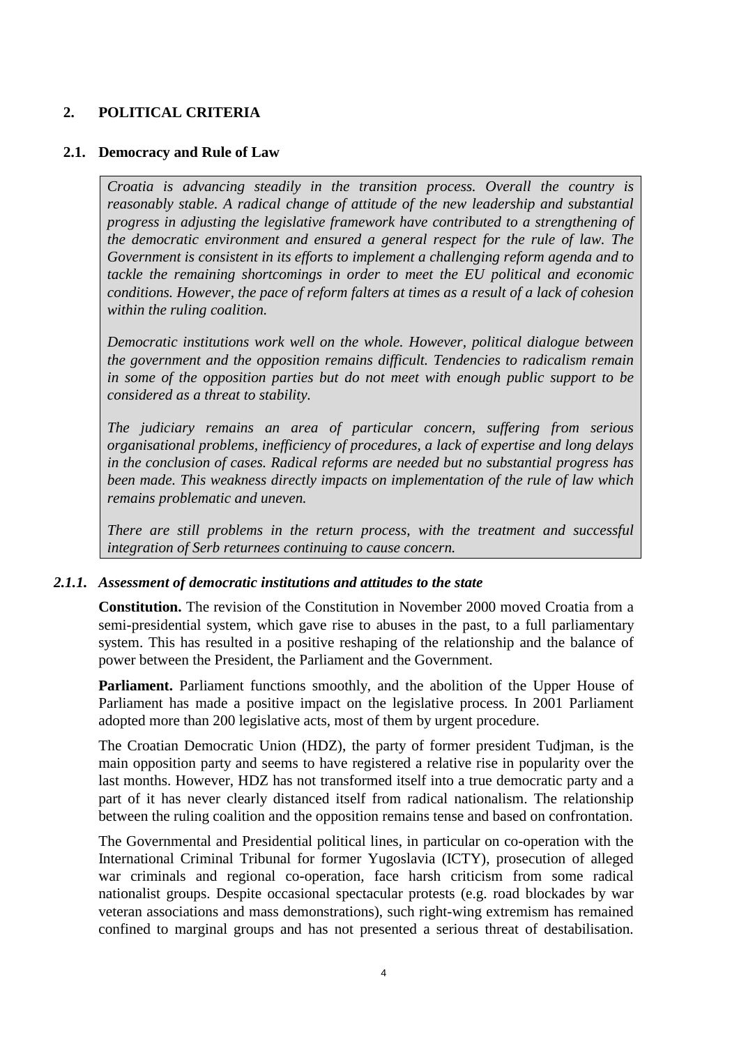## 2. POLITICAL CRITERIA

### 2.1. Democracy and Rule of Law

*Croatia is advancing steadily in the transition process. Overall the country is reasonably stable. A radical change of attitude of the new leadership and substantial progress in adjusting the legislative framework have contributed to a strengthening of the democratic environment and ensured a general respect for the rule of law. The Government is consistent in its efforts to implement a challenging reform agenda and to tackle the remaining shortcomings in order to meet the EU political and economic conditions. However, the pace of reform falters at times as a result of a lack of cohesion within the ruling coalition.*

*Democratic institutions work well on the whole. However, political dialogue between the government and the opposition remains difficult. Tendencies to radicalism remain in some of the opposition parties but do not meet with enough public support to be considered as a threat to stability.*

*The judiciary remains an area of particular concern, suffering from serious organisational problems, inefficiency of procedures, a lack of expertise and long delays in the conclusion of cases. Radical reforms are needed but no substantial progress has been made. This weakness directly impacts on implementation of the rule of law which remains problematic and uneven.*

*There are still problems in the return process, with the treatment and successful integration of Serb returnees continuing to cause concern.*

#### *2.1.1. Assessment of democratic institutions and attitudes to the state*

**Constitution.** The revision of the Constitution in November 2000 moved Croatia from a semi-presidential system, which gave rise to abuses in the past, to a full parliamentary system. This has resulted in a positive reshaping of the relationship and the balance of power between the President, the Parliament and the Government.

**Parliament.** Parliament functions smoothly, and the abolition of the Upper House of Parliament has made a positive impact on the legislative process. In 2001 Parliament adopted more than 200 legislative acts, most of them by urgent procedure.

The Croatian Democratic Union (HDZ), the party of former president Tuđjman, is the main opposition party and seems to have registered a relative rise in popularity over the last months. However, HDZ has not transformed itself into a true democratic party and a part of it has never clearly distanced itself from radical nationalism. The relationship between the ruling coalition and the opposition remains tense and based on confrontation.

The Governmental and Presidential political lines, in particular on co-operation with the International Criminal Tribunal for former Yugoslavia (ICTY), prosecution of alleged war criminals and regional co-operation, face harsh criticism from some radical nationalist groups. Despite occasional spectacular protests (e.g. road blockades by war veteran associations and mass demonstrations), such right-wing extremism has remained confined to marginal groups and has not presented a serious threat of destabilisation.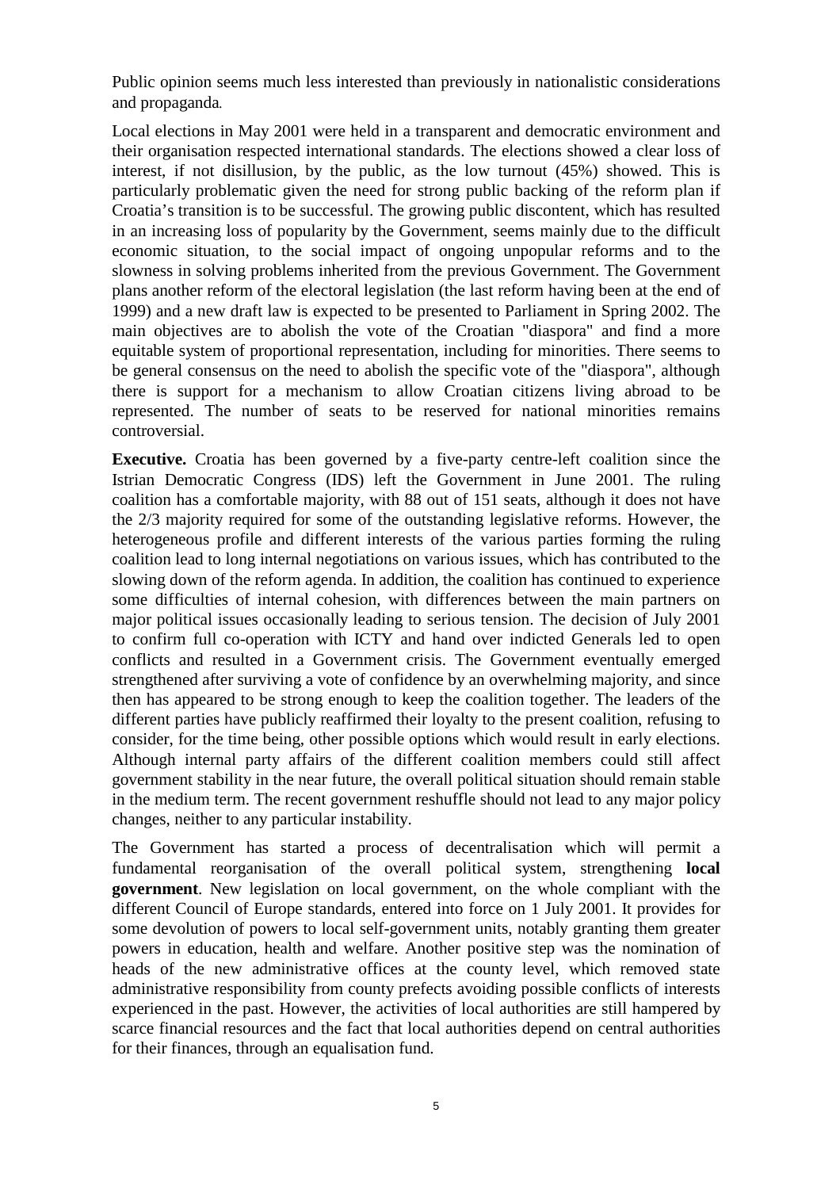Public opinion seems much less interested than previously in nationalistic considerations and propaganda.

Local elections in May 2001 were held in a transparent and democratic environment and their organisation respected international standards. The elections showed a clear loss of interest, if not disillusion, by the public, as the low turnout (45%) showed. This is particularly problematic given the need for strong public backing of the reform plan if Croatia's transition is to be successful. The growing public discontent, which has resulted in an increasing loss of popularity by the Government, seems mainly due to the difficult economic situation, to the social impact of ongoing unpopular reforms and to the slowness in solving problems inherited from the previous Government. The Government plans another reform of the electoral legislation (the last reform having been at the end of 1999) and a new draft law is expected to be presented to Parliament in Spring 2002. The main objectives are to abolish the vote of the Croatian "diaspora" and find a more equitable system of proportional representation, including for minorities. There seems to be general consensus on the need to abolish the specific vote of the "diaspora", although there is support for a mechanism to allow Croatian citizens living abroad to be represented. The number of seats to be reserved for national minorities remains controversial.

**Executive.** Croatia has been governed by a five-party centre-left coalition since the Istrian Democratic Congress (IDS) left the Government in June 2001. The ruling coalition has a comfortable majority, with 88 out of 151 seats, although it does not have the 2/3 majority required for some of the outstanding legislative reforms. However, the heterogeneous profile and different interests of the various parties forming the ruling coalition lead to long internal negotiations on various issues, which has contributed to the slowing down of the reform agenda. In addition, the coalition has continued to experience some difficulties of internal cohesion, with differences between the main partners on major political issues occasionally leading to serious tension. The decision of July 2001 to confirm full co-operation with ICTY and hand over indicted Generals led to open conflicts and resulted in a Government crisis. The Government eventually emerged strengthened after surviving a vote of confidence by an overwhelming majority, and since then has appeared to be strong enough to keep the coalition together. The leaders of the different parties have publicly reaffirmed their loyalty to the present coalition, refusing to consider, for the time being, other possible options which would result in early elections. Although internal party affairs of the different coalition members could still affect government stability in the near future, the overall political situation should remain stable in the medium term. The recent government reshuffle should not lead to any major policy changes, neither to any particular instability.

The Government has started a process of decentralisation which will permit a fundamental reorganisation of the overall political system, strengthening **local government**. New legislation on local government, on the whole compliant with the different Council of Europe standards, entered into force on 1 July 2001. It provides for some devolution of powers to local self-government units, notably granting them greater powers in education, health and welfare. Another positive step was the nomination of heads of the new administrative offices at the county level, which removed state administrative responsibility from county prefects avoiding possible conflicts of interests experienced in the past. However, the activities of local authorities are still hampered by scarce financial resources and the fact that local authorities depend on central authorities for their finances, through an equalisation fund.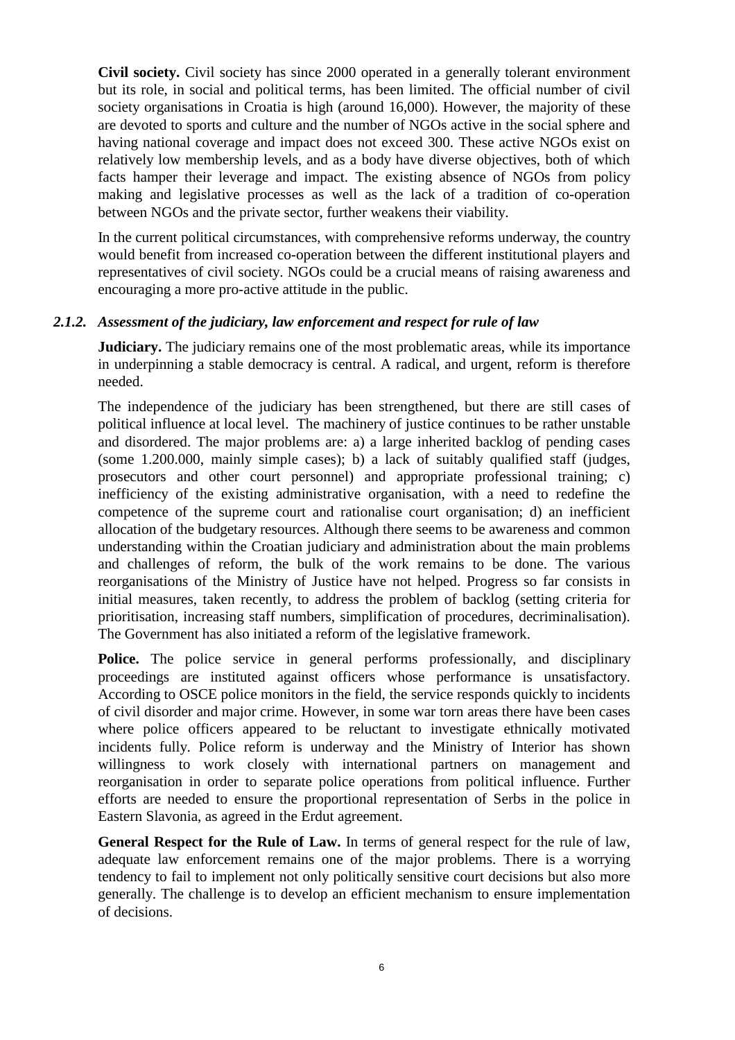**Civil society.** Civil society has since 2000 operated in a generally tolerant environment but its role, in social and political terms, has been limited. The official number of civil society organisations in Croatia is high (around 16,000). However, the majority of these are devoted to sports and culture and the number of NGOs active in the social sphere and having national coverage and impact does not exceed 300. These active NGOs exist on relatively low membership levels, and as a body have diverse objectives, both of which facts hamper their leverage and impact. The existing absence of NGOs from policy making and legislative processes as well as the lack of a tradition of co-operation between NGOs and the private sector, further weakens their viability.

In the current political circumstances, with comprehensive reforms underway, the country would benefit from increased co-operation between the different institutional players and representatives of civil society. NGOs could be a crucial means of raising awareness and encouraging a more pro-active attitude in the public.

### *2.1.2. Assessment of the judiciary, law enforcement and respect for rule of law*

**Judiciary.** The judiciary remains one of the most problematic areas, while its importance in underpinning a stable democracy is central. A radical, and urgent, reform is therefore needed.

The independence of the judiciary has been strengthened, but there are still cases of political influence at local level. The machinery of justice continues to be rather unstable and disordered. The major problems are: a) a large inherited backlog of pending cases (some 1.200.000, mainly simple cases); b) a lack of suitably qualified staff (judges, prosecutors and other court personnel) and appropriate professional training; c) inefficiency of the existing administrative organisation, with a need to redefine the competence of the supreme court and rationalise court organisation; d) an inefficient allocation of the budgetary resources. Although there seems to be awareness and common understanding within the Croatian judiciary and administration about the main problems and challenges of reform, the bulk of the work remains to be done. The various reorganisations of the Ministry of Justice have not helped. Progress so far consists in initial measures, taken recently, to address the problem of backlog (setting criteria for prioritisation, increasing staff numbers, simplification of procedures, decriminalisation). The Government has also initiated a reform of the legislative framework.

**Police.** The police service in general performs professionally, and disciplinary proceedings are instituted against officers whose performance is unsatisfactory. According to OSCE police monitors in the field, the service responds quickly to incidents of civil disorder and major crime. However, in some war torn areas there have been cases where police officers appeared to be reluctant to investigate ethnically motivated incidents fully. Police reform is underway and the Ministry of Interior has shown willingness to work closely with international partners on management and reorganisation in order to separate police operations from political influence. Further efforts are needed to ensure the proportional representation of Serbs in the police in Eastern Slavonia, as agreed in the Erdut agreement.

**General Respect for the Rule of Law.** In terms of general respect for the rule of law, adequate law enforcement remains one of the major problems. There is a worrying tendency to fail to implement not only politically sensitive court decisions but also more generally. The challenge is to develop an efficient mechanism to ensure implementation of decisions.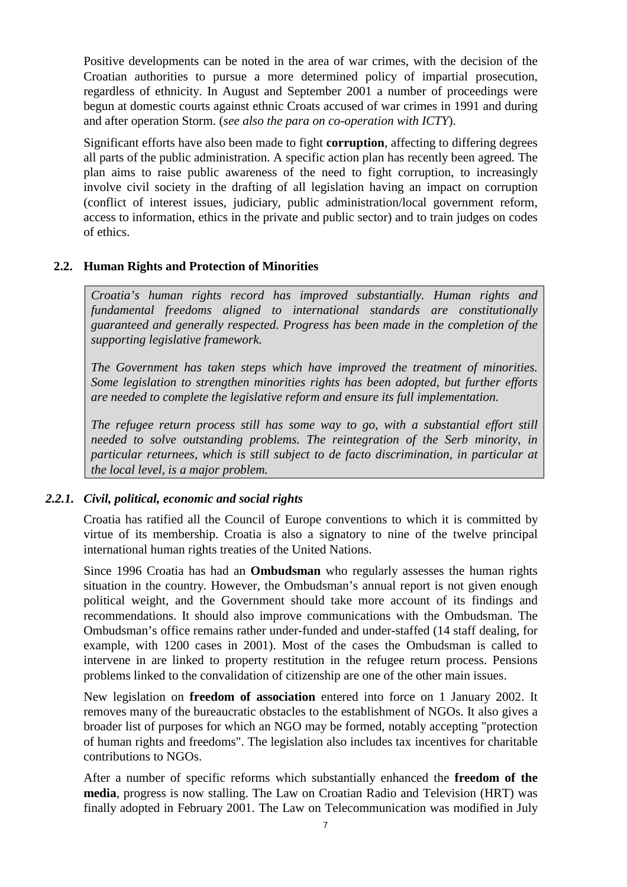Positive developments can be noted in the area of war crimes, with the decision of the Croatian authorities to pursue a more determined policy of impartial prosecution, regardless of ethnicity. In August and September 2001 a number of proceedings were begun at domestic courts against ethnic Croats accused of war crimes in 1991 and during and after operation Storm. (*see also the para on co-operation with ICTY*).

Significant efforts have also been made to fight **corruption**, affecting to differing degrees all parts of the public administration. A specific action plan has recently been agreed. The plan aims to raise public awareness of the need to fight corruption, to increasingly involve civil society in the drafting of all legislation having an impact on corruption (conflict of interest issues, judiciary, public administration/local government reform, access to information, ethics in the private and public sector) and to train judges on codes of ethics.

## 2.2. Human Rights and Protection of Minorities

*Croatia's human rights record has improved substantially. Human rights and fundamental freedoms aligned to international standards are constitutionally guaranteed and generally respected. Progress has been made in the completion of the supporting legislative framework.*

*The Government has taken steps which have improved the treatment of minorities. Some legislation to strengthen minorities rights has been adopted, but further efforts are needed to complete the legislative reform and ensure its full implementation.*

*The refugee return process still has some way to go, with a substantial effort still needed to solve outstanding problems. The reintegration of the Serb minority, in particular returnees, which is still subject to de facto discrimination, in particular at the local level, is a major problem.*

### *2.2.1. Civil, political, economic and social rights*

Croatia has ratified all the Council of Europe conventions to which it is committed by virtue of its membership. Croatia is also a signatory to nine of the twelve principal international human rights treaties of the United Nations.

Since 1996 Croatia has had an **Ombudsman** who regularly assesses the human rights situation in the country. However, the Ombudsman's annual report is not given enough political weight, and the Government should take more account of its findings and recommendations. It should also improve communications with the Ombudsman. The Ombudsman's office remains rather under-funded and under-staffed (14 staff dealing, for example, with 1200 cases in 2001). Most of the cases the Ombudsman is called to intervene in are linked to property restitution in the refugee return process. Pensions problems linked to the convalidation of citizenship are one of the other main issues.

New legislation on **freedom of association** entered into force on 1 January 2002. It removes many of the bureaucratic obstacles to the establishment of NGOs. It also gives a broader list of purposes for which an NGO may be formed, notably accepting "protection of human rights and freedoms". The legislation also includes tax incentives for charitable contributions to NGOs.

After a number of specific reforms which substantially enhanced the **freedom of the media**, progress is now stalling. The Law on Croatian Radio and Television (HRT) was finally adopted in February 2001. The Law on Telecommunication was modified in July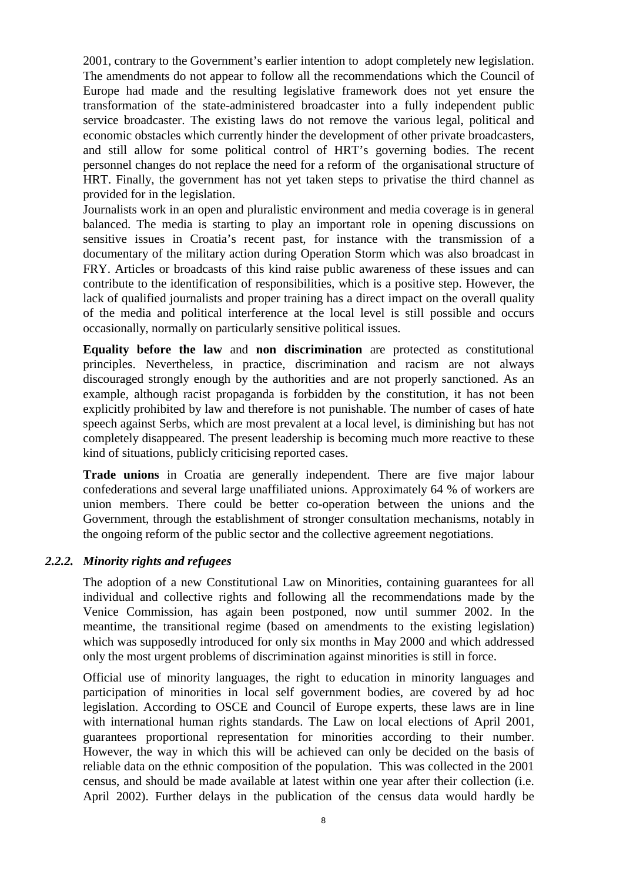2001, contrary to the Government's earlier intention to adopt completely new legislation. The amendments do not appear to follow all the recommendations which the Council of Europe had made and the resulting legislative framework does not yet ensure the transformation of the state-administered broadcaster into a fully independent public service broadcaster. The existing laws do not remove the various legal, political and economic obstacles which currently hinder the development of other private broadcasters, and still allow for some political control of HRT's governing bodies. The recent personnel changes do not replace the need for a reform of the organisational structure of HRT. Finally, the government has not yet taken steps to privatise the third channel as provided for in the legislation.

Journalists work in an open and pluralistic environment and media coverage is in general balanced. The media is starting to play an important role in opening discussions on sensitive issues in Croatia's recent past, for instance with the transmission of a documentary of the military action during Operation Storm which was also broadcast in FRY. Articles or broadcasts of this kind raise public awareness of these issues and can contribute to the identification of responsibilities, which is a positive step. However, the lack of qualified journalists and proper training has a direct impact on the overall quality of the media and political interference at the local level is still possible and occurs occasionally, normally on particularly sensitive political issues.

**Equality before the law** and **non discrimination** are protected as constitutional principles. Nevertheless, in practice, discrimination and racism are not always discouraged strongly enough by the authorities and are not properly sanctioned. As an example, although racist propaganda is forbidden by the constitution, it has not been explicitly prohibited by law and therefore is not punishable. The number of cases of hate speech against Serbs, which are most prevalent at a local level, is diminishing but has not completely disappeared. The present leadership is becoming much more reactive to these kind of situations, publicly criticising reported cases.

**Trade unions** in Croatia are generally independent. There are five major labour confederations and several large unaffiliated unions. Approximately 64 % of workers are union members. There could be better co-operation between the unions and the Government, through the establishment of stronger consultation mechanisms, notably in the ongoing reform of the public sector and the collective agreement negotiations.

### *2.2.2. Minority rights and refugees*

The adoption of a new Constitutional Law on Minorities, containing guarantees for all individual and collective rights and following all the recommendations made by the Venice Commission, has again been postponed, now until summer 2002. In the meantime, the transitional regime (based on amendments to the existing legislation) which was supposedly introduced for only six months in May 2000 and which addressed only the most urgent problems of discrimination against minorities is still in force.

Official use of minority languages, the right to education in minority languages and participation of minorities in local self government bodies, are covered by ad hoc legislation. According to OSCE and Council of Europe experts, these laws are in line with international human rights standards. The Law on local elections of April 2001, guarantees proportional representation for minorities according to their number. However, the way in which this will be achieved can only be decided on the basis of reliable data on the ethnic composition of the population. This was collected in the 2001 census, and should be made available at latest within one year after their collection (i.e. April 2002). Further delays in the publication of the census data would hardly be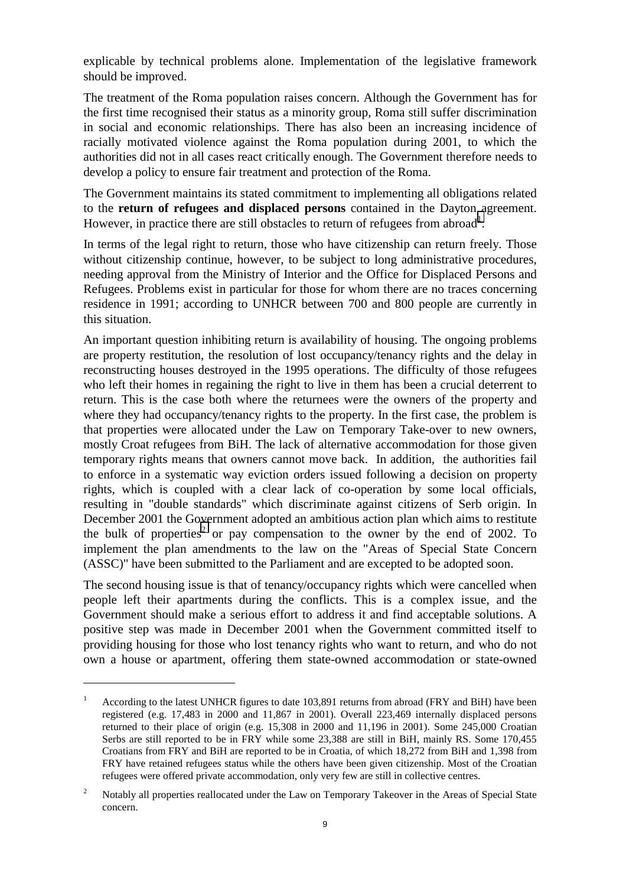explicable by technical problems alone. Implementation of the legislative framework should be improved.

The treatment of the Roma population raises concern. Although the Government has for the first time recognised their status as a minority group, Roma still suffer discrimination in social and economic relationships. There has also been an increasing incidence of racially motivated violence against the Roma population during 2001, to which the authorities did not in all cases react critically enough. The Government therefore needs to develop a policy to ensure fair treatment and protection of the Roma.

The Government maintains its stated commitment to implementing all obligations related to the **return of refugees and displaced persons** contained in the Dayton agreement. However, in practice there are still obstacles to return of refugees from abroad[1].

In terms of the legal right to return, those who have citizenship can return freely. Those without citizenship continue, however, to be subject to long administrative procedures, needing approval from the Ministry of Interior and the Office for Displaced Persons and Refugees. Problems exist in particular for those for whom there are no traces concerning residence in 1991; according to UNHCR between 700 and 800 people are currently in this situation.

An important question inhibiting return is availability of housing. The ongoing problems are property restitution, the resolution of lost occupancy/tenancy rights and the delay in reconstructing houses destroyed in the 1995 operations. The difficulty of those refugees who left their homes in regaining the right to live in them has been a crucial deterrent to return. This is the case both where the returnees were the owners of the property and where they had occupancy/tenancy rights to the property. In the first case, the problem is that properties were allocated under the Law on Temporary Take-over to new owners, mostly Croat refugees from BiH. The lack of alternative accommodation for those given temporary rights means that owners cannot move back. In addition, the authorities fail to enforce in a systematic way eviction orders issued following a decision on property rights, which is coupled with a clear lack of co-operation by some local officials, resulting in "double standards" which discriminate against citizens of Serb origin. In December 2001 the Government adopted an ambitious action plan which aims to restitute the bulk of properties[2] or pay compensation to the owner by the end of 2002. To implement the plan amendments to the law on the "Areas of Special State Concern (ASSC)" have been submitted to the Parliament and are excepted to be adopted soon.

The second housing issue is that of tenancy/occupancy rights which were cancelled when people left their apartments during the conflicts. This is a complex issue, and the Government should make a serious effort to address it and find acceptable solutions. A positive step was made in December 2001 when the Government committed itself to providing housing for those who lost tenancy rights who want to return, and who do not own a house or apartment, offering them state-owned accommodation or state-owned

---

[1] According to the latest UNHCR figures to date 103,891 returns from abroad (FRY and BiH) have been registered (e.g. 17,483 in 2000 and 11,867 in 2001). Overall 223,469 internally displaced persons returned to their place of origin (e.g. 15,308 in 2000 and 11,196 in 2001). Some 245,000 Croatian Serbs are still reported to be in FRY while some 23,388 are still in BiH, mainly RS. Some 170,455 Croatians from FRY and BiH are reported to be in Croatia, of which 18,272 from BiH and 1,398 from FRY have retained refugees status while the others have been given citizenship. Most of the Croatian refugees were offered private accommodation, only very few are still in collective centres.

[2] Notably all properties reallocated under the Law on Temporary Takeover in the Areas of Special State concern.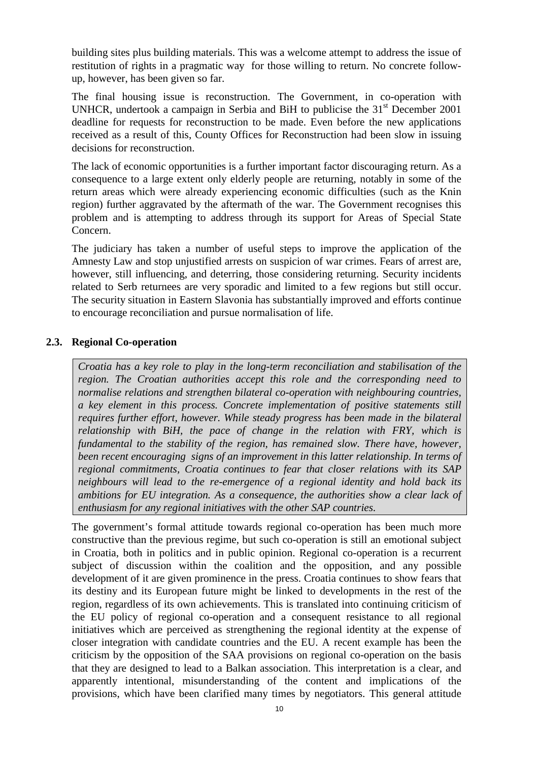building sites plus building materials. This was a welcome attempt to address the issue of restitution of rights in a pragmatic way for those willing to return. No concrete follow-up, however, has been given so far.

The final housing issue is reconstruction. The Government, in co-operation with UNHCR, undertook a campaign in Serbia and BiH to publicise the 31st December 2001 deadline for requests for reconstruction to be made. Even before the new applications received as a result of this, County Offices for Reconstruction had been slow in issuing decisions for reconstruction.

The lack of economic opportunities is a further important factor discouraging return. As a consequence to a large extent only elderly people are returning, notably in some of the return areas which were already experiencing economic difficulties (such as the Knin region) further aggravated by the aftermath of the war. The Government recognises this problem and is attempting to address through its support for Areas of Special State Concern.

The judiciary has taken a number of useful steps to improve the application of the Amnesty Law and stop unjustified arrests on suspicion of war crimes. Fears of arrest are, however, still influencing, and deterring, those considering returning. Security incidents related to Serb returnees are very sporadic and limited to a few regions but still occur. The security situation in Eastern Slavonia has substantially improved and efforts continue to encourage reconciliation and pursue normalisation of life.

### 2.3. Regional Co-operation

*Croatia has a key role to play in the long-term reconciliation and stabilisation of the region. The Croatian authorities accept this role and the corresponding need to normalise relations and strengthen bilateral co-operation with neighbouring countries, a key element in this process. Concrete implementation of positive statements still requires further effort, however. While steady progress has been made in the bilateral relationship with BiH, the pace of change in the relation with FRY, which is fundamental to the stability of the region, has remained slow. There have, however, been recent encouraging signs of an improvement in this latter relationship. In terms of regional commitments, Croatia continues to fear that closer relations with its SAP neighbours will lead to the re-emergence of a regional identity and hold back its ambitions for EU integration. As a consequence, the authorities show a clear lack of enthusiasm for any regional initiatives with the other SAP countries.*

The government's formal attitude towards regional co-operation has been much more constructive than the previous regime, but such co-operation is still an emotional subject in Croatia, both in politics and in public opinion. Regional co-operation is a recurrent subject of discussion within the coalition and the opposition, and any possible development of it are given prominence in the press. Croatia continues to show fears that its destiny and its European future might be linked to developments in the rest of the region, regardless of its own achievements. This is translated into continuing criticism of the EU policy of regional co-operation and a consequent resistance to all regional initiatives which are perceived as strengthening the regional identity at the expense of closer integration with candidate countries and the EU. A recent example has been the criticism by the opposition of the SAA provisions on regional co-operation on the basis that they are designed to lead to a Balkan association. This interpretation is a clear, and apparently intentional, misunderstanding of the content and implications of the provisions, which have been clarified many times by negotiators. This general attitude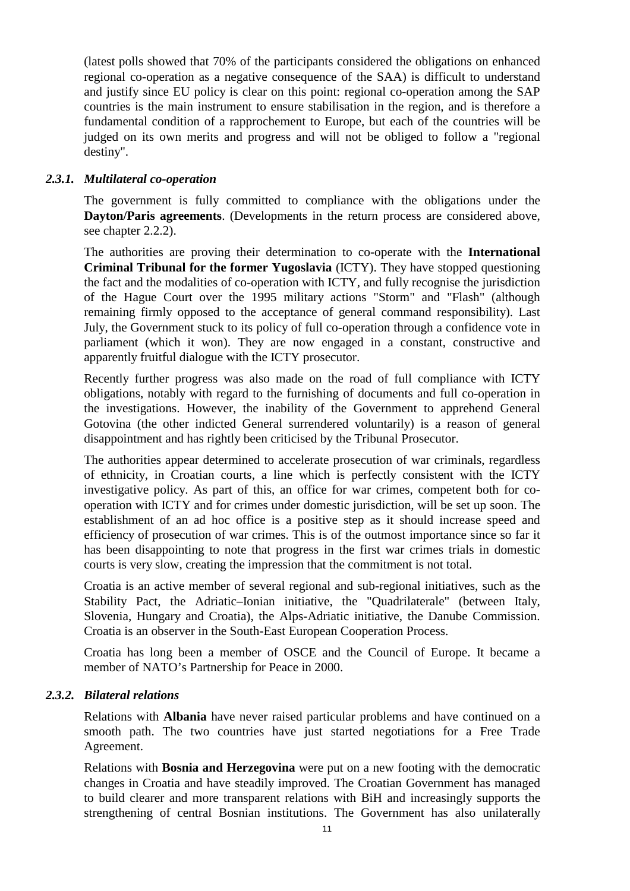(latest polls showed that 70% of the participants considered the obligations on enhanced regional co-operation as a negative consequence of the SAA) is difficult to understand and justify since EU policy is clear on this point: regional co-operation among the SAP countries is the main instrument to ensure stabilisation in the region, and is therefore a fundamental condition of a rapprochement to Europe, but each of the countries will be judged on its own merits and progress and will not be obliged to follow a "regional destiny".

### *2.3.1. Multilateral co-operation*

The government is fully committed to compliance with the obligations under the **Dayton/Paris agreements**. (Developments in the return process are considered above, see chapter 2.2.2).

The authorities are proving their determination to co-operate with the **International Criminal Tribunal for the former Yugoslavia** (ICTY). They have stopped questioning the fact and the modalities of co-operation with ICTY, and fully recognise the jurisdiction of the Hague Court over the 1995 military actions "Storm" and "Flash" (although remaining firmly opposed to the acceptance of general command responsibility). Last July, the Government stuck to its policy of full co-operation through a confidence vote in parliament (which it won). They are now engaged in a constant, constructive and apparently fruitful dialogue with the ICTY prosecutor.

Recently further progress was also made on the road of full compliance with ICTY obligations, notably with regard to the furnishing of documents and full co-operation in the investigations. However, the inability of the Government to apprehend General Gotovina (the other indicted General surrendered voluntarily) is a reason of general disappointment and has rightly been criticised by the Tribunal Prosecutor.

The authorities appear determined to accelerate prosecution of war criminals, regardless of ethnicity, in Croatian courts, a line which is perfectly consistent with the ICTY investigative policy. As part of this, an office for war crimes, competent both for co-operation with ICTY and for crimes under domestic jurisdiction, will be set up soon. The establishment of an ad hoc office is a positive step as it should increase speed and efficiency of prosecution of war crimes. This is of the outmost importance since so far it has been disappointing to note that progress in the first war crimes trials in domestic courts is very slow, creating the impression that the commitment is not total.

Croatia is an active member of several regional and sub-regional initiatives, such as the Stability Pact, the Adriatic–Ionian initiative, the "Quadrilaterale" (between Italy, Slovenia, Hungary and Croatia), the Alps-Adriatic initiative, the Danube Commission. Croatia is an observer in the South-East European Cooperation Process.

Croatia has long been a member of OSCE and the Council of Europe. It became a member of NATO's Partnership for Peace in 2000.

### *2.3.2. Bilateral relations*

Relations with **Albania** have never raised particular problems and have continued on a smooth path. The two countries have just started negotiations for a Free Trade Agreement.

Relations with **Bosnia and Herzegovina** were put on a new footing with the democratic changes in Croatia and have steadily improved. The Croatian Government has managed to build clearer and more transparent relations with BiH and increasingly supports the strengthening of central Bosnian institutions. The Government has also unilaterally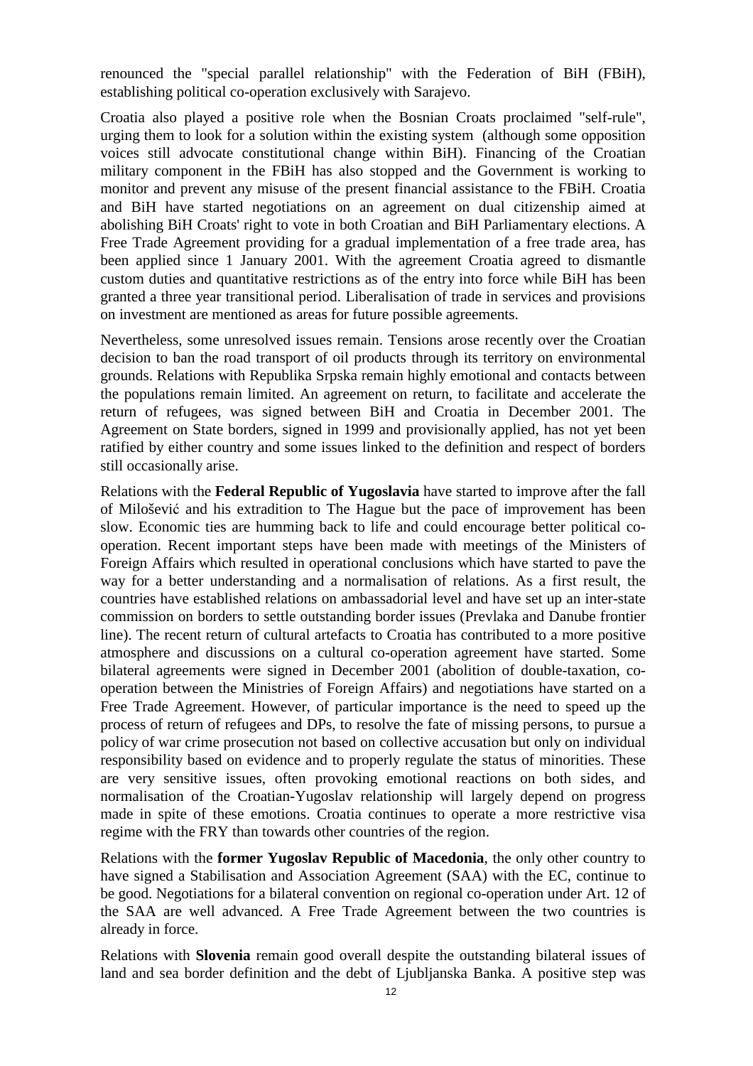renounced the "special parallel relationship" with the Federation of BiH (FBiH), establishing political co-operation exclusively with Sarajevo.

Croatia also played a positive role when the Bosnian Croats proclaimed "self-rule", urging them to look for a solution within the existing system (although some opposition voices still advocate constitutional change within BiH). Financing of the Croatian military component in the FBiH has also stopped and the Government is working to monitor and prevent any misuse of the present financial assistance to the FBiH. Croatia and BiH have started negotiations on an agreement on dual citizenship aimed at abolishing BiH Croats' right to vote in both Croatian and BiH Parliamentary elections. A Free Trade Agreement providing for a gradual implementation of a free trade area, has been applied since 1 January 2001. With the agreement Croatia agreed to dismantle custom duties and quantitative restrictions as of the entry into force while BiH has been granted a three year transitional period. Liberalisation of trade in services and provisions on investment are mentioned as areas for future possible agreements.

Nevertheless, some unresolved issues remain. Tensions arose recently over the Croatian decision to ban the road transport of oil products through its territory on environmental grounds. Relations with Republika Srpska remain highly emotional and contacts between the populations remain limited. An agreement on return, to facilitate and accelerate the return of refugees, was signed between BiH and Croatia in December 2001. The Agreement on State borders, signed in 1999 and provisionally applied, has not yet been ratified by either country and some issues linked to the definition and respect of borders still occasionally arise.

Relations with the **Federal Republic of Yugoslavia** have started to improve after the fall of Milošević and his extradition to The Hague but the pace of improvement has been slow. Economic ties are humming back to life and could encourage better political co-operation. Recent important steps have been made with meetings of the Ministers of Foreign Affairs which resulted in operational conclusions which have started to pave the way for a better understanding and a normalisation of relations. As a first result, the countries have established relations on ambassadorial level and have set up an inter-state commission on borders to settle outstanding border issues (Prevlaka and Danube frontier line). The recent return of cultural artefacts to Croatia has contributed to a more positive atmosphere and discussions on a cultural co-operation agreement have started. Some bilateral agreements were signed in December 2001 (abolition of double-taxation, co-operation between the Ministries of Foreign Affairs) and negotiations have started on a Free Trade Agreement. However, of particular importance is the need to speed up the process of return of refugees and DPs, to resolve the fate of missing persons, to pursue a policy of war crime prosecution not based on collective accusation but only on individual responsibility based on evidence and to properly regulate the status of minorities. These are very sensitive issues, often provoking emotional reactions on both sides, and normalisation of the Croatian-Yugoslav relationship will largely depend on progress made in spite of these emotions. Croatia continues to operate a more restrictive visa regime with the FRY than towards other countries of the region.

Relations with the **former Yugoslav Republic of Macedonia**, the only other country to have signed a Stabilisation and Association Agreement (SAA) with the EC, continue to be good. Negotiations for a bilateral convention on regional co-operation under Art. 12 of the SAA are well advanced. A Free Trade Agreement between the two countries is already in force.

Relations with **Slovenia** remain good overall despite the outstanding bilateral issues of land and sea border definition and the debt of Ljubljanska Banka. A positive step was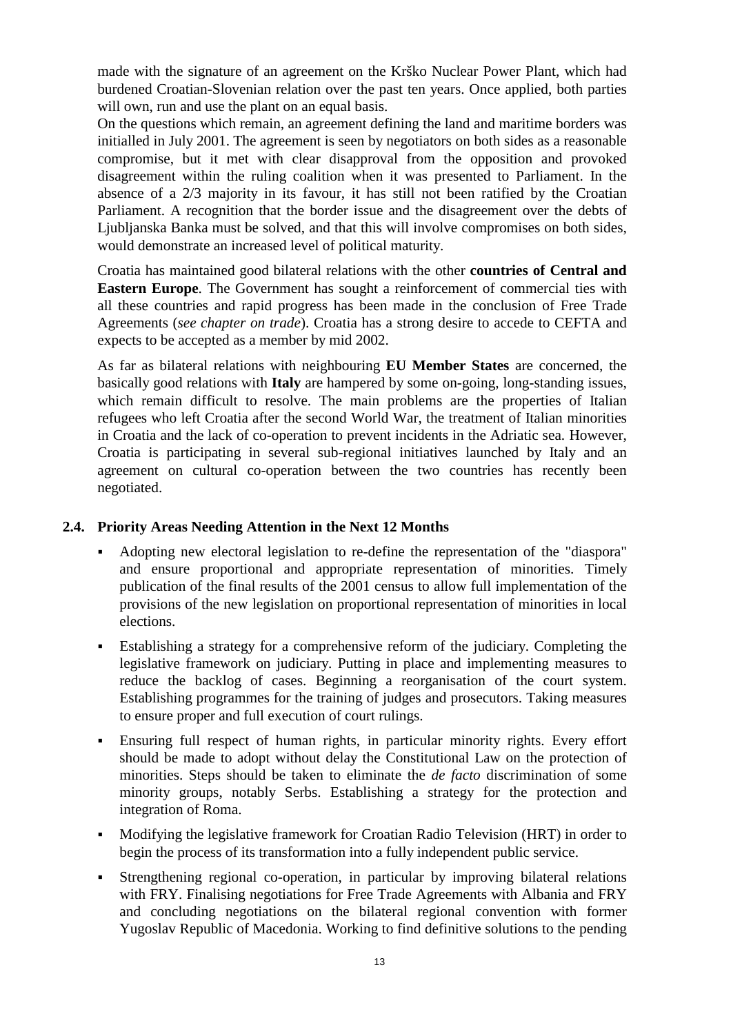made with the signature of an agreement on the Krško Nuclear Power Plant, which had burdened Croatian-Slovenian relation over the past ten years. Once applied, both parties will own, run and use the plant on an equal basis.

On the questions which remain, an agreement defining the land and maritime borders was initialled in July 2001. The agreement is seen by negotiators on both sides as a reasonable compromise, but it met with clear disapproval from the opposition and provoked disagreement within the ruling coalition when it was presented to Parliament. In the absence of a 2/3 majority in its favour, it has still not been ratified by the Croatian Parliament. A recognition that the border issue and the disagreement over the debts of Ljubljanska Banka must be solved, and that this will involve compromises on both sides, would demonstrate an increased level of political maturity.

Croatia has maintained good bilateral relations with the other **countries of Central and Eastern Europe**. The Government has sought a reinforcement of commercial ties with all these countries and rapid progress has been made in the conclusion of Free Trade Agreements (*see chapter on trade*). Croatia has a strong desire to accede to CEFTA and expects to be accepted as a member by mid 2002.

As far as bilateral relations with neighbouring **EU Member States** are concerned, the basically good relations with **Italy** are hampered by some on-going, long-standing issues, which remain difficult to resolve. The main problems are the properties of Italian refugees who left Croatia after the second World War, the treatment of Italian minorities in Croatia and the lack of co-operation to prevent incidents in the Adriatic sea. However, Croatia is participating in several sub-regional initiatives launched by Italy and an agreement on cultural co-operation between the two countries has recently been negotiated.

## 2.4. Priority Areas Needing Attention in the Next 12 Months

- Adopting new electoral legislation to re-define the representation of the "diaspora" and ensure proportional and appropriate representation of minorities. Timely publication of the final results of the 2001 census to allow full implementation of the provisions of the new legislation on proportional representation of minorities in local elections.
- Establishing a strategy for a comprehensive reform of the judiciary. Completing the legislative framework on judiciary. Putting in place and implementing measures to reduce the backlog of cases. Beginning a reorganisation of the court system. Establishing programmes for the training of judges and prosecutors. Taking measures to ensure proper and full execution of court rulings.
- Ensuring full respect of human rights, in particular minority rights. Every effort should be made to adopt without delay the Constitutional Law on the protection of minorities. Steps should be taken to eliminate the *de facto* discrimination of some minority groups, notably Serbs. Establishing a strategy for the protection and integration of Roma.
- Modifying the legislative framework for Croatian Radio Television (HRT) in order to begin the process of its transformation into a fully independent public service.
- Strengthening regional co-operation, in particular by improving bilateral relations with FRY. Finalising negotiations for Free Trade Agreements with Albania and FRY and concluding negotiations on the bilateral regional convention with former Yugoslav Republic of Macedonia. Working to find definitive solutions to the pending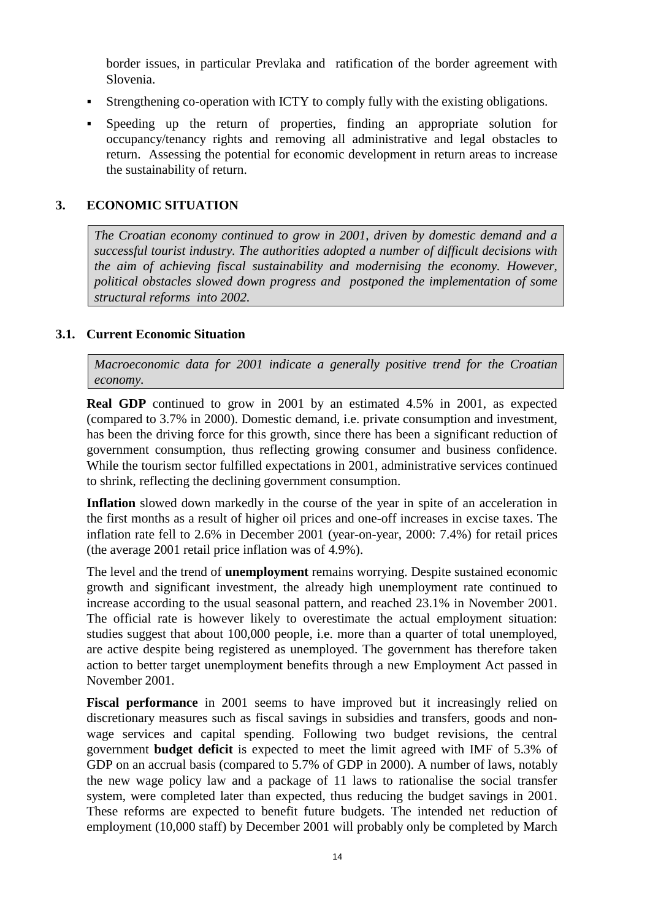border issues, in particular Prevlaka and ratification of the border agreement with Slovenia.

- Strengthening co-operation with ICTY to comply fully with the existing obligations.
- Speeding up the return of properties, finding an appropriate solution for occupancy/tenancy rights and removing all administrative and legal obstacles to return. Assessing the potential for economic development in return areas to increase the sustainability of return.

# 3. ECONOMIC SITUATION

*The Croatian economy continued to grow in 2001, driven by domestic demand and a successful tourist industry. The authorities adopted a number of difficult decisions with the aim of achieving fiscal sustainability and modernising the economy. However, political obstacles slowed down progress and postponed the implementation of some structural reforms into 2002.*

## 3.1. Current Economic Situation

*Macroeconomic data for 2001 indicate a generally positive trend for the Croatian economy.*

**Real GDP** continued to grow in 2001 by an estimated 4.5% in 2001, as expected (compared to 3.7% in 2000). Domestic demand, i.e. private consumption and investment, has been the driving force for this growth, since there has been a significant reduction of government consumption, thus reflecting growing consumer and business confidence. While the tourism sector fulfilled expectations in 2001, administrative services continued to shrink, reflecting the declining government consumption.

**Inflation** slowed down markedly in the course of the year in spite of an acceleration in the first months as a result of higher oil prices and one-off increases in excise taxes. The inflation rate fell to 2.6% in December 2001 (year-on-year, 2000: 7.4%) for retail prices (the average 2001 retail price inflation was of 4.9%).

The level and the trend of **unemployment** remains worrying. Despite sustained economic growth and significant investment, the already high unemployment rate continued to increase according to the usual seasonal pattern, and reached 23.1% in November 2001. The official rate is however likely to overestimate the actual employment situation: studies suggest that about 100,000 people, i.e. more than a quarter of total unemployed, are active despite being registered as unemployed. The government has therefore taken action to better target unemployment benefits through a new Employment Act passed in November 2001.

**Fiscal performance** in 2001 seems to have improved but it increasingly relied on discretionary measures such as fiscal savings in subsidies and transfers, goods and non-wage services and capital spending. Following two budget revisions, the central government **budget deficit** is expected to meet the limit agreed with IMF of 5.3% of GDP on an accrual basis (compared to 5.7% of GDP in 2000). A number of laws, notably the new wage policy law and a package of 11 laws to rationalise the social transfer system, were completed later than expected, thus reducing the budget savings in 2001. These reforms are expected to benefit future budgets. The intended net reduction of employment (10,000 staff) by December 2001 will probably only be completed by March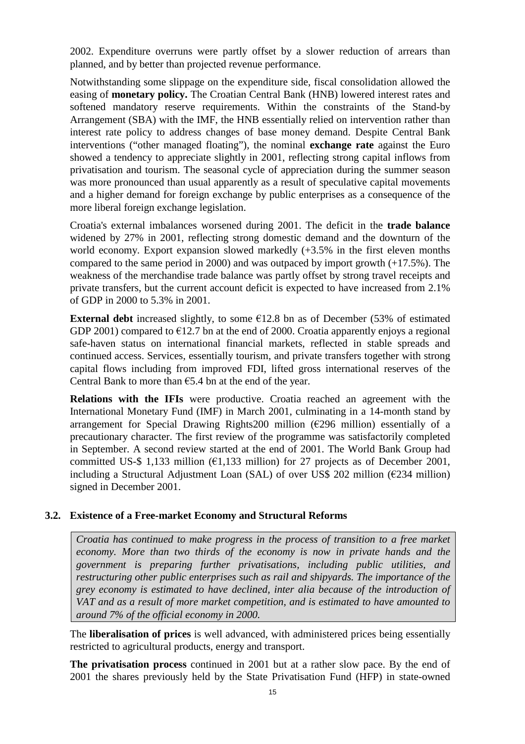2002. Expenditure overruns were partly offset by a slower reduction of arrears than planned, and by better than projected revenue performance.

Notwithstanding some slippage on the expenditure side, fiscal consolidation allowed the easing of **monetary policy.** The Croatian Central Bank (HNB) lowered interest rates and softened mandatory reserve requirements. Within the constraints of the Stand-by Arrangement (SBA) with the IMF, the HNB essentially relied on intervention rather than interest rate policy to address changes of base money demand. Despite Central Bank interventions ("other managed floating"), the nominal **exchange rate** against the Euro showed a tendency to appreciate slightly in 2001, reflecting strong capital inflows from privatisation and tourism. The seasonal cycle of appreciation during the summer season was more pronounced than usual apparently as a result of speculative capital movements and a higher demand for foreign exchange by public enterprises as a consequence of the more liberal foreign exchange legislation.

Croatia's external imbalances worsened during 2001. The deficit in the **trade balance** widened by 27% in 2001, reflecting strong domestic demand and the downturn of the world economy. Export expansion slowed markedly (+3.5% in the first eleven months compared to the same period in 2000) and was outpaced by import growth (+17.5%). The weakness of the merchandise trade balance was partly offset by strong travel receipts and private transfers, but the current account deficit is expected to have increased from 2.1% of GDP in 2000 to 5.3% in 2001.

**External debt** increased slightly, to some €12.8 bn as of December (53% of estimated GDP 2001) compared to €12.7 bn at the end of 2000. Croatia apparently enjoys a regional safe-haven status on international financial markets, reflected in stable spreads and continued access. Services, essentially tourism, and private transfers together with strong capital flows including from improved FDI, lifted gross international reserves of the Central Bank to more than €5.4 bn at the end of the year.

**Relations with the IFIs** were productive. Croatia reached an agreement with the International Monetary Fund (IMF) in March 2001, culminating in a 14-month stand by arrangement for Special Drawing Rights200 million (€296 million) essentially of a precautionary character. The first review of the programme was satisfactorily completed in September. A second review started at the end of 2001. The World Bank Group had committed US-$ 1,133 million (€1,133 million) for 27 projects as of December 2001, including a Structural Adjustment Loan (SAL) of over US$ 202 million (€234 million) signed in December 2001.

### 3.2. Existence of a Free-market Economy and Structural Reforms

*Croatia has continued to make progress in the process of transition to a free market economy. More than two thirds of the economy is now in private hands and the government is preparing further privatisations, including public utilities, and restructuring other public enterprises such as rail and shipyards. The importance of the grey economy is estimated to have declined, inter alia because of the introduction of VAT and as a result of more market competition, and is estimated to have amounted to around 7% of the official economy in 2000.*

The **liberalisation of prices** is well advanced, with administered prices being essentially restricted to agricultural products, energy and transport.

**The privatisation process** continued in 2001 but at a rather slow pace. By the end of 2001 the shares previously held by the State Privatisation Fund (HFP) in state-owned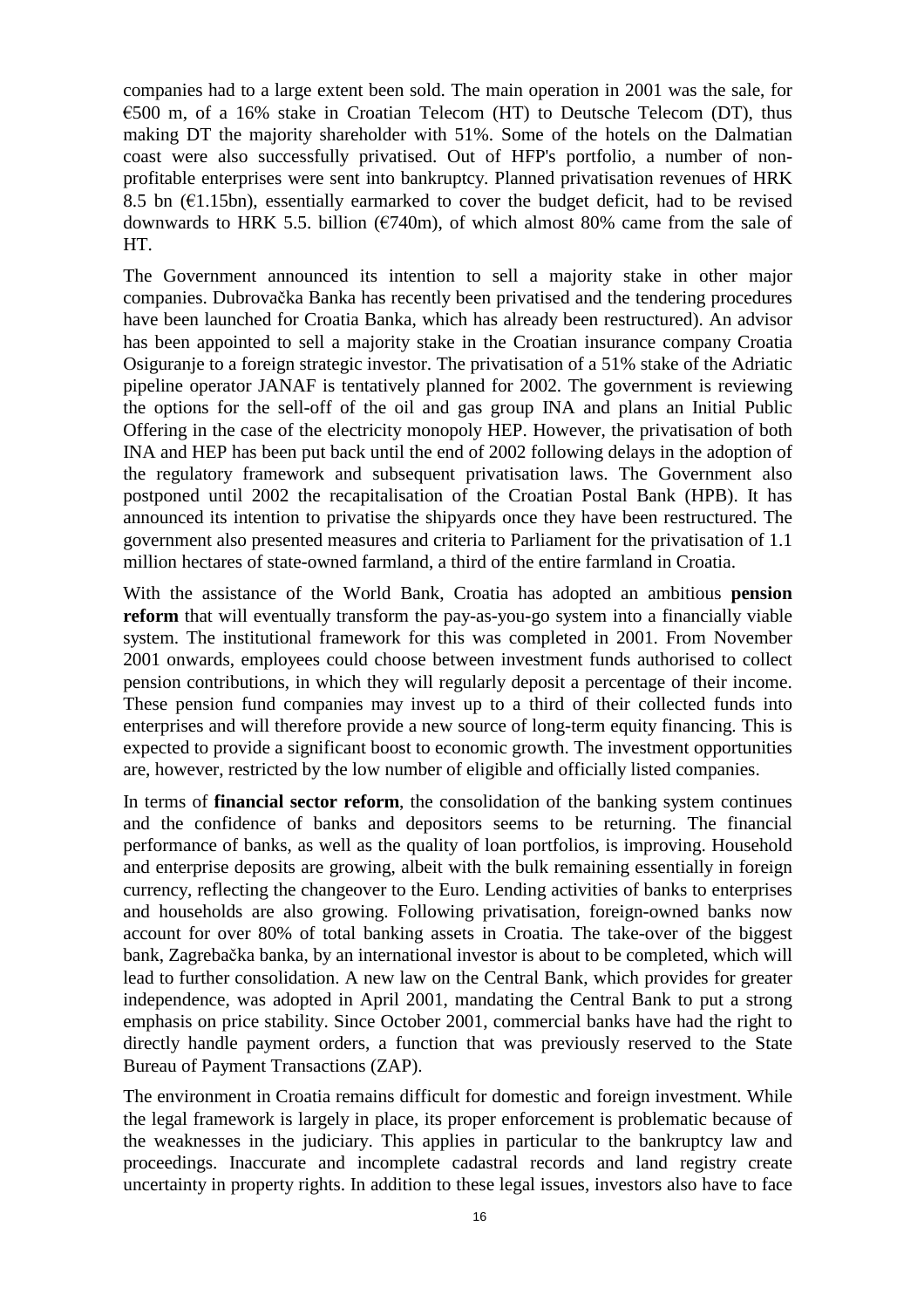companies had to a large extent been sold. The main operation in 2001 was the sale, for €500 m, of a 16% stake in Croatian Telecom (HT) to Deutsche Telecom (DT), thus making DT the majority shareholder with 51%. Some of the hotels on the Dalmatian coast were also successfully privatised. Out of HFP's portfolio, a number of non-profitable enterprises were sent into bankruptcy. Planned privatisation revenues of HRK 8.5 bn (€1.15bn), essentially earmarked to cover the budget deficit, had to be revised downwards to HRK 5.5. billion (€740m), of which almost 80% came from the sale of HT.

The Government announced its intention to sell a majority stake in other major companies. Dubrovačka Banka has recently been privatised and the tendering procedures have been launched for Croatia Banka, which has already been restructured). An advisor has been appointed to sell a majority stake in the Croatian insurance company Croatia Osiguranje to a foreign strategic investor. The privatisation of a 51% stake of the Adriatic pipeline operator JANAF is tentatively planned for 2002. The government is reviewing the options for the sell-off of the oil and gas group INA and plans an Initial Public Offering in the case of the electricity monopoly HEP. However, the privatisation of both INA and HEP has been put back until the end of 2002 following delays in the adoption of the regulatory framework and subsequent privatisation laws. The Government also postponed until 2002 the recapitalisation of the Croatian Postal Bank (HPB). It has announced its intention to privatise the shipyards once they have been restructured. The government also presented measures and criteria to Parliament for the privatisation of 1.1 million hectares of state-owned farmland, a third of the entire farmland in Croatia.

With the assistance of the World Bank, Croatia has adopted an ambitious **pension reform** that will eventually transform the pay-as-you-go system into a financially viable system. The institutional framework for this was completed in 2001. From November 2001 onwards, employees could choose between investment funds authorised to collect pension contributions, in which they will regularly deposit a percentage of their income. These pension fund companies may invest up to a third of their collected funds into enterprises and will therefore provide a new source of long-term equity financing. This is expected to provide a significant boost to economic growth. The investment opportunities are, however, restricted by the low number of eligible and officially listed companies.

In terms of **financial sector reform**, the consolidation of the banking system continues and the confidence of banks and depositors seems to be returning. The financial performance of banks, as well as the quality of loan portfolios, is improving. Household and enterprise deposits are growing, albeit with the bulk remaining essentially in foreign currency, reflecting the changeover to the Euro. Lending activities of banks to enterprises and households are also growing. Following privatisation, foreign-owned banks now account for over 80% of total banking assets in Croatia. The take-over of the biggest bank, Zagrebačka banka, by an international investor is about to be completed, which will lead to further consolidation. A new law on the Central Bank, which provides for greater independence, was adopted in April 2001, mandating the Central Bank to put a strong emphasis on price stability. Since October 2001, commercial banks have had the right to directly handle payment orders, a function that was previously reserved to the State Bureau of Payment Transactions (ZAP).

The environment in Croatia remains difficult for domestic and foreign investment. While the legal framework is largely in place, its proper enforcement is problematic because of the weaknesses in the judiciary. This applies in particular to the bankruptcy law and proceedings. Inaccurate and incomplete cadastral records and land registry create uncertainty in property rights. In addition to these legal issues, investors also have to face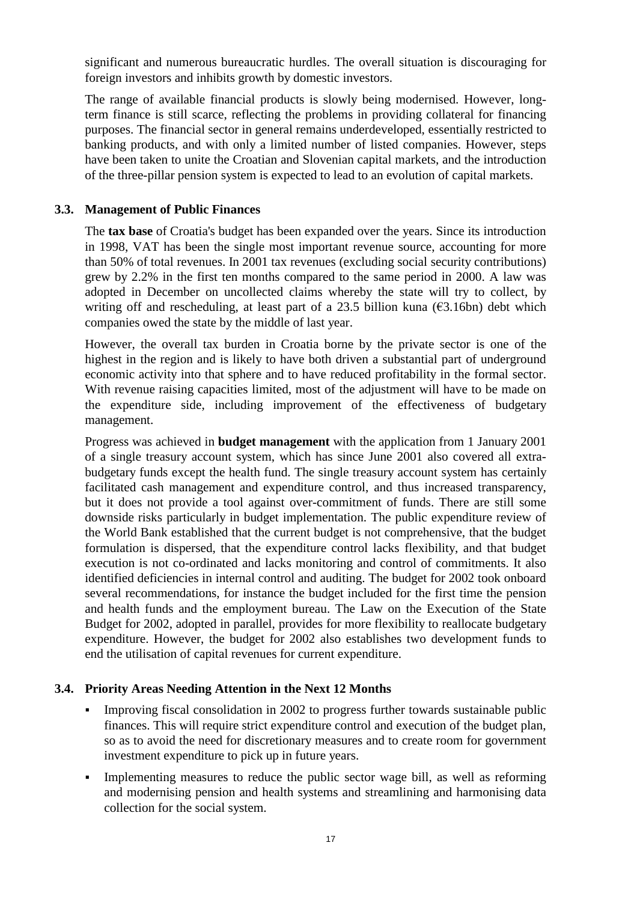significant and numerous bureaucratic hurdles. The overall situation is discouraging for foreign investors and inhibits growth by domestic investors.

The range of available financial products is slowly being modernised. However, long-term finance is still scarce, reflecting the problems in providing collateral for financing purposes. The financial sector in general remains underdeveloped, essentially restricted to banking products, and with only a limited number of listed companies. However, steps have been taken to unite the Croatian and Slovenian capital markets, and the introduction of the three-pillar pension system is expected to lead to an evolution of capital markets.

### 3.3. Management of Public Finances

The **tax base** of Croatia's budget has been expanded over the years. Since its introduction in 1998, VAT has been the single most important revenue source, accounting for more than 50% of total revenues. In 2001 tax revenues (excluding social security contributions) grew by 2.2% in the first ten months compared to the same period in 2000. A law was adopted in December on uncollected claims whereby the state will try to collect, by writing off and rescheduling, at least part of a 23.5 billion kuna (€3.16bn) debt which companies owed the state by the middle of last year.

However, the overall tax burden in Croatia borne by the private sector is one of the highest in the region and is likely to have both driven a substantial part of underground economic activity into that sphere and to have reduced profitability in the formal sector. With revenue raising capacities limited, most of the adjustment will have to be made on the expenditure side, including improvement of the effectiveness of budgetary management.

Progress was achieved in **budget management** with the application from 1 January 2001 of a single treasury account system, which has since June 2001 also covered all extra-budgetary funds except the health fund. The single treasury account system has certainly facilitated cash management and expenditure control, and thus increased transparency, but it does not provide a tool against over-commitment of funds. There are still some downside risks particularly in budget implementation. The public expenditure review of the World Bank established that the current budget is not comprehensive, that the budget formulation is dispersed, that the expenditure control lacks flexibility, and that budget execution is not co-ordinated and lacks monitoring and control of commitments. It also identified deficiencies in internal control and auditing. The budget for 2002 took onboard several recommendations, for instance the budget included for the first time the pension and health funds and the employment bureau. The Law on the Execution of the State Budget for 2002, adopted in parallel, provides for more flexibility to reallocate budgetary expenditure. However, the budget for 2002 also establishes two development funds to end the utilisation of capital revenues for current expenditure.

### 3.4. Priority Areas Needing Attention in the Next 12 Months

- Improving fiscal consolidation in 2002 to progress further towards sustainable public finances. This will require strict expenditure control and execution of the budget plan, so as to avoid the need for discretionary measures and to create room for government investment expenditure to pick up in future years.
- Implementing measures to reduce the public sector wage bill, as well as reforming and modernising pension and health systems and streamlining and harmonising data collection for the social system.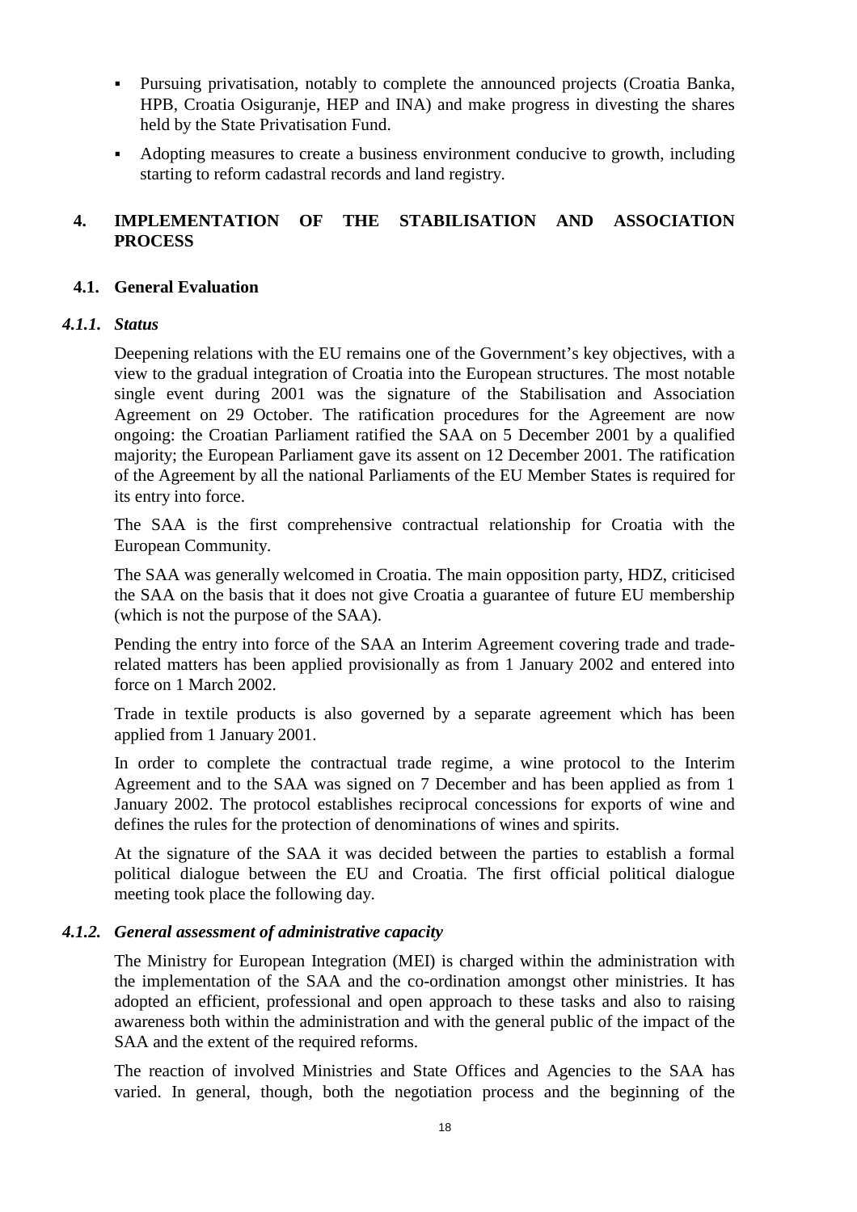- Pursuing privatisation, notably to complete the announced projects (Croatia Banka, HPB, Croatia Osiguranje, HEP and INA) and make progress in divesting the shares held by the State Privatisation Fund.
- Adopting measures to create a business environment conducive to growth, including starting to reform cadastral records and land registry.

# 4. IMPLEMENTATION OF THE STABILISATION AND ASSOCIATION PROCESS

## 4.1. General Evaluation

### *4.1.1. Status*

Deepening relations with the EU remains one of the Government's key objectives, with a view to the gradual integration of Croatia into the European structures. The most notable single event during 2001 was the signature of the Stabilisation and Association Agreement on 29 October. The ratification procedures for the Agreement are now ongoing: the Croatian Parliament ratified the SAA on 5 December 2001 by a qualified majority; the European Parliament gave its assent on 12 December 2001. The ratification of the Agreement by all the national Parliaments of the EU Member States is required for its entry into force.

The SAA is the first comprehensive contractual relationship for Croatia with the European Community.

The SAA was generally welcomed in Croatia. The main opposition party, HDZ, criticised the SAA on the basis that it does not give Croatia a guarantee of future EU membership (which is not the purpose of the SAA).

Pending the entry into force of the SAA an Interim Agreement covering trade and trade-related matters has been applied provisionally as from 1 January 2002 and entered into force on 1 March 2002.

Trade in textile products is also governed by a separate agreement which has been applied from 1 January 2001.

In order to complete the contractual trade regime, a wine protocol to the Interim Agreement and to the SAA was signed on 7 December and has been applied as from 1 January 2002. The protocol establishes reciprocal concessions for exports of wine and defines the rules for the protection of denominations of wines and spirits.

At the signature of the SAA it was decided between the parties to establish a formal political dialogue between the EU and Croatia. The first official political dialogue meeting took place the following day.

### *4.1.2. General assessment of administrative capacity*

The Ministry for European Integration (MEI) is charged within the administration with the implementation of the SAA and the co-ordination amongst other ministries. It has adopted an efficient, professional and open approach to these tasks and also to raising awareness both within the administration and with the general public of the impact of the SAA and the extent of the required reforms.

The reaction of involved Ministries and State Offices and Agencies to the SAA has varied. In general, though, both the negotiation process and the beginning of the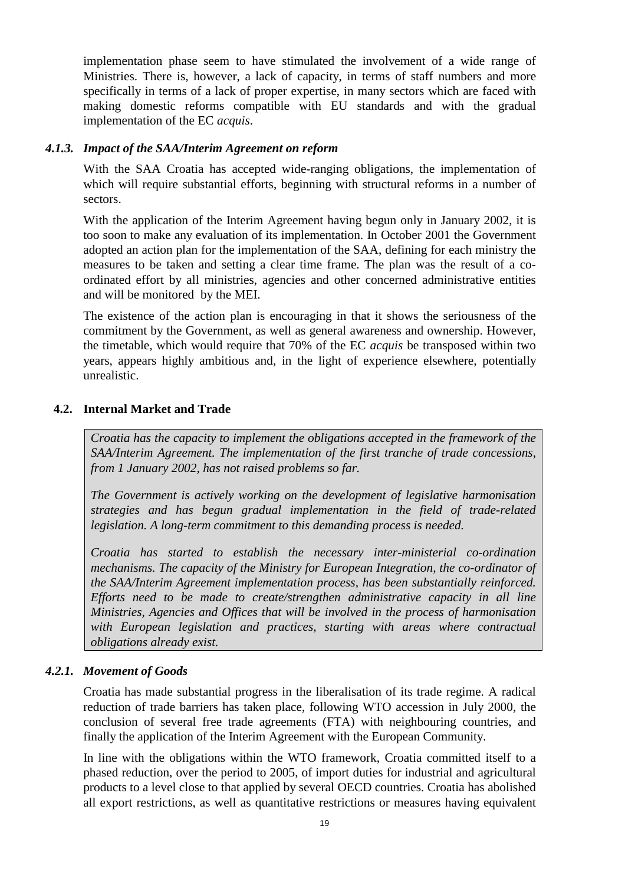implementation phase seem to have stimulated the involvement of a wide range of Ministries. There is, however, a lack of capacity, in terms of staff numbers and more specifically in terms of a lack of proper expertise, in many sectors which are faced with making domestic reforms compatible with EU standards and with the gradual implementation of the EC *acquis*.

#### *4.1.3. Impact of the SAA/Interim Agreement on reform*

With the SAA Croatia has accepted wide-ranging obligations, the implementation of which will require substantial efforts, beginning with structural reforms in a number of sectors.

With the application of the Interim Agreement having begun only in January 2002, it is too soon to make any evaluation of its implementation. In October 2001 the Government adopted an action plan for the implementation of the SAA, defining for each ministry the measures to be taken and setting a clear time frame. The plan was the result of a co-ordinated effort by all ministries, agencies and other concerned administrative entities and will be monitored by the MEI.

The existence of the action plan is encouraging in that it shows the seriousness of the commitment by the Government, as well as general awareness and ownership. However, the timetable, which would require that 70% of the EC *acquis* be transposed within two years, appears highly ambitious and, in the light of experience elsewhere, potentially unrealistic.

### 4.2. Internal Market and Trade

*Croatia has the capacity to implement the obligations accepted in the framework of the SAA/Interim Agreement. The implementation of the first tranche of trade concessions, from 1 January 2002, has not raised problems so far.*

*The Government is actively working on the development of legislative harmonisation strategies and has begun gradual implementation in the field of trade-related legislation. A long-term commitment to this demanding process is needed.*

*Croatia has started to establish the necessary inter-ministerial co-ordination mechanisms. The capacity of the Ministry for European Integration, the co-ordinator of the SAA/Interim Agreement implementation process, has been substantially reinforced. Efforts need to be made to create/strengthen administrative capacity in all line Ministries, Agencies and Offices that will be involved in the process of harmonisation with European legislation and practices, starting with areas where contractual obligations already exist.*

#### *4.2.1. Movement of Goods*

Croatia has made substantial progress in the liberalisation of its trade regime. A radical reduction of trade barriers has taken place, following WTO accession in July 2000, the conclusion of several free trade agreements (FTA) with neighbouring countries, and finally the application of the Interim Agreement with the European Community.

In line with the obligations within the WTO framework, Croatia committed itself to a phased reduction, over the period to 2005, of import duties for industrial and agricultural products to a level close to that applied by several OECD countries. Croatia has abolished all export restrictions, as well as quantitative restrictions or measures having equivalent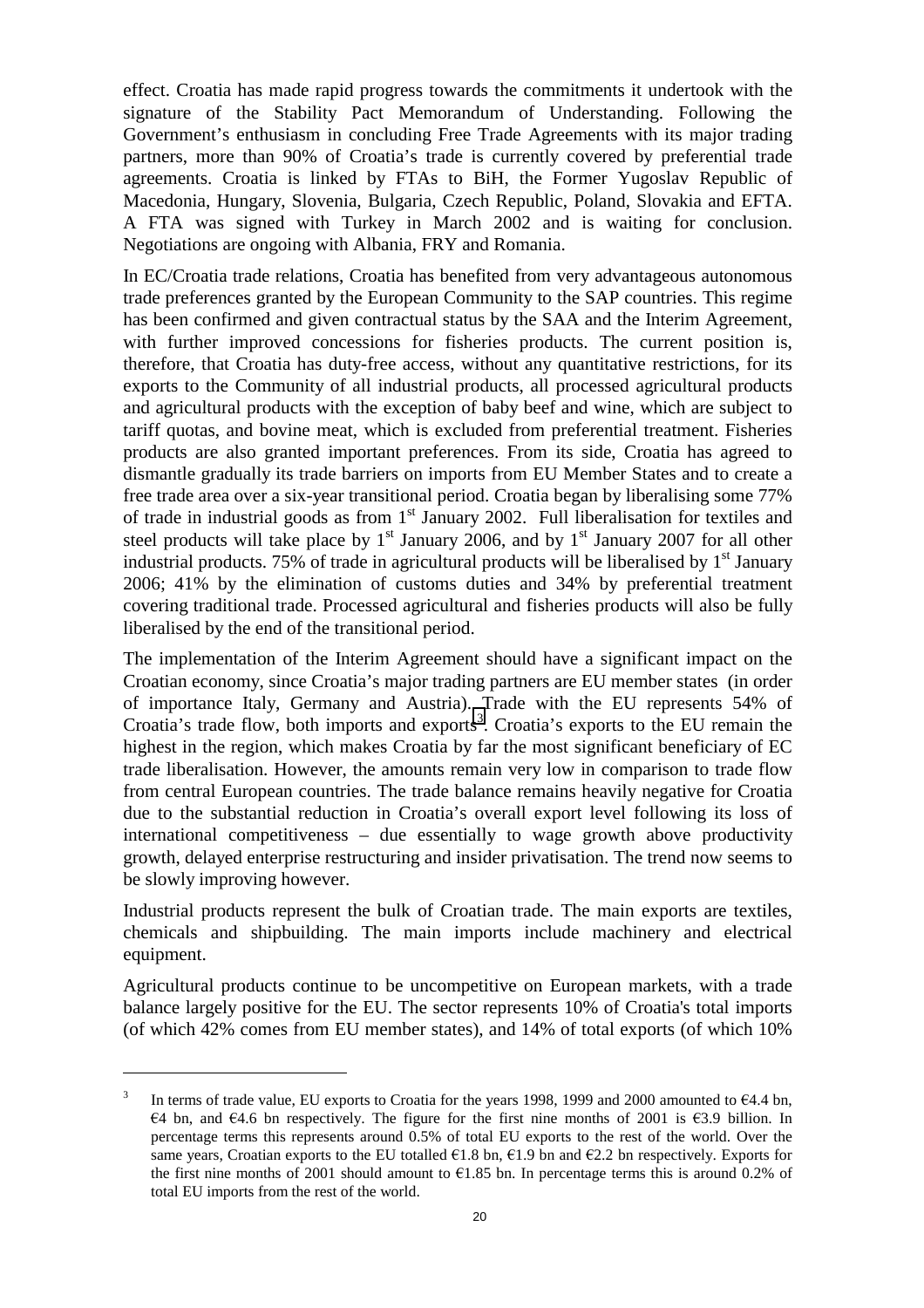effect. Croatia has made rapid progress towards the commitments it undertook with the signature of the Stability Pact Memorandum of Understanding. Following the Government's enthusiasm in concluding Free Trade Agreements with its major trading partners, more than 90% of Croatia's trade is currently covered by preferential trade agreements. Croatia is linked by FTAs to BiH, the Former Yugoslav Republic of Macedonia, Hungary, Slovenia, Bulgaria, Czech Republic, Poland, Slovakia and EFTA. A FTA was signed with Turkey in March 2002 and is waiting for conclusion. Negotiations are ongoing with Albania, FRY and Romania.

In EC/Croatia trade relations, Croatia has benefited from very advantageous autonomous trade preferences granted by the European Community to the SAP countries. This regime has been confirmed and given contractual status by the SAA and the Interim Agreement, with further improved concessions for fisheries products. The current position is, therefore, that Croatia has duty-free access, without any quantitative restrictions, for its exports to the Community of all industrial products, all processed agricultural products and agricultural products with the exception of baby beef and wine, which are subject to tariff quotas, and bovine meat, which is excluded from preferential treatment. Fisheries products are also granted important preferences. From its side, Croatia has agreed to dismantle gradually its trade barriers on imports from EU Member States and to create a free trade area over a six-year transitional period. Croatia began by liberalising some 77% of trade in industrial goods as from 1st January 2002. Full liberalisation for textiles and steel products will take place by 1st January 2006, and by 1st January 2007 for all other industrial products. 75% of trade in agricultural products will be liberalised by 1st January 2006; 41% by the elimination of customs duties and 34% by preferential treatment covering traditional trade. Processed agricultural and fisheries products will also be fully liberalised by the end of the transitional period.

The implementation of the Interim Agreement should have a significant impact on the Croatian economy, since Croatia's major trading partners are EU member states (in order of importance Italy, Germany and Austria). Trade with the EU represents 54% of Croatia's trade flow, both imports and exports[3]. Croatia's exports to the EU remain the highest in the region, which makes Croatia by far the most significant beneficiary of EC trade liberalisation. However, the amounts remain very low in comparison to trade flow from central European countries. The trade balance remains heavily negative for Croatia due to the substantial reduction in Croatia's overall export level following its loss of international competitiveness – due essentially to wage growth above productivity growth, delayed enterprise restructuring and insider privatisation. The trend now seems to be slowly improving however.

Industrial products represent the bulk of Croatian trade. The main exports are textiles, chemicals and shipbuilding. The main imports include machinery and electrical equipment.

Agricultural products continue to be uncompetitive on European markets, with a trade balance largely positive for the EU. The sector represents 10% of Croatia's total imports (of which 42% comes from EU member states), and 14% of total exports (of which 10%

---

[3] In terms of trade value, EU exports to Croatia for the years 1998, 1999 and 2000 amounted to €4.4 bn, €4 bn, and €4.6 bn respectively. The figure for the first nine months of 2001 is €3.9 billion. In percentage terms this represents around 0.5% of total EU exports to the rest of the world. Over the same years, Croatian exports to the EU totalled €1.8 bn, €1.9 bn and €2.2 bn respectively. Exports for the first nine months of 2001 should amount to €1.85 bn. In percentage terms this is around 0.2% of total EU imports from the rest of the world.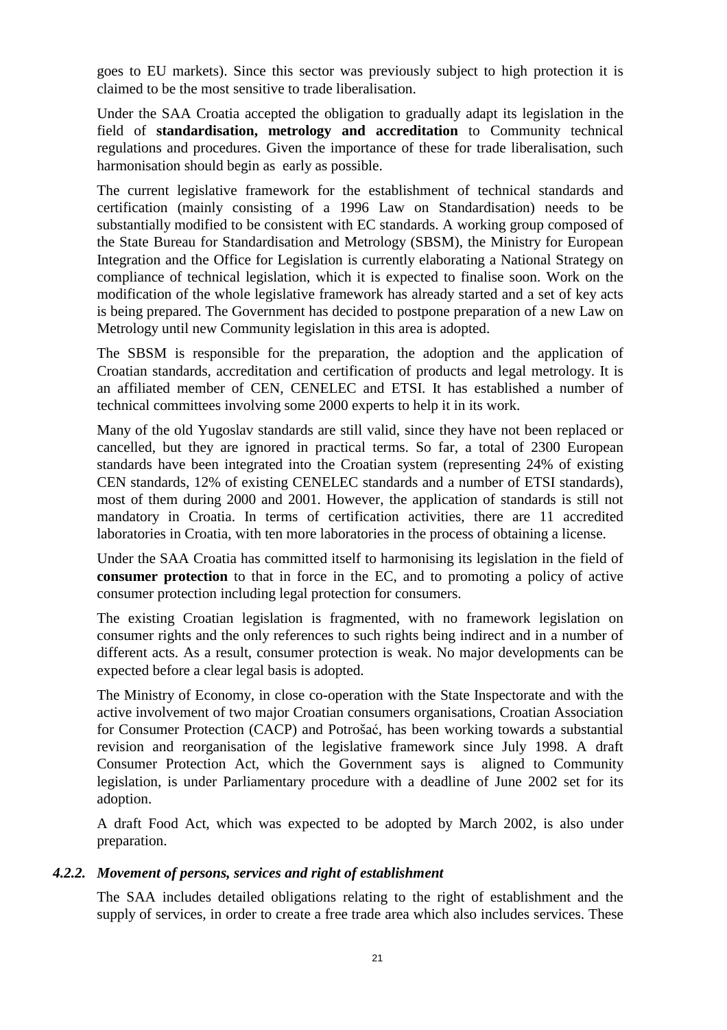goes to EU markets). Since this sector was previously subject to high protection it is claimed to be the most sensitive to trade liberalisation.

Under the SAA Croatia accepted the obligation to gradually adapt its legislation in the field of **standardisation, metrology and accreditation** to Community technical regulations and procedures. Given the importance of these for trade liberalisation, such harmonisation should begin as early as possible.

The current legislative framework for the establishment of technical standards and certification (mainly consisting of a 1996 Law on Standardisation) needs to be substantially modified to be consistent with EC standards. A working group composed of the State Bureau for Standardisation and Metrology (SBSM), the Ministry for European Integration and the Office for Legislation is currently elaborating a National Strategy on compliance of technical legislation, which it is expected to finalise soon. Work on the modification of the whole legislative framework has already started and a set of key acts is being prepared. The Government has decided to postpone preparation of a new Law on Metrology until new Community legislation in this area is adopted.

The SBSM is responsible for the preparation, the adoption and the application of Croatian standards, accreditation and certification of products and legal metrology. It is an affiliated member of CEN, CENELEC and ETSI. It has established a number of technical committees involving some 2000 experts to help it in its work.

Many of the old Yugoslav standards are still valid, since they have not been replaced or cancelled, but they are ignored in practical terms. So far, a total of 2300 European standards have been integrated into the Croatian system (representing 24% of existing CEN standards, 12% of existing CENELEC standards and a number of ETSI standards), most of them during 2000 and 2001. However, the application of standards is still not mandatory in Croatia. In terms of certification activities, there are 11 accredited laboratories in Croatia, with ten more laboratories in the process of obtaining a license.

Under the SAA Croatia has committed itself to harmonising its legislation in the field of **consumer protection** to that in force in the EC, and to promoting a policy of active consumer protection including legal protection for consumers.

The existing Croatian legislation is fragmented, with no framework legislation on consumer rights and the only references to such rights being indirect and in a number of different acts. As a result, consumer protection is weak. No major developments can be expected before a clear legal basis is adopted.

The Ministry of Economy, in close co-operation with the State Inspectorate and with the active involvement of two major Croatian consumers organisations, Croatian Association for Consumer Protection (CACP) and Potrošać, has been working towards a substantial revision and reorganisation of the legislative framework since July 1998. A draft Consumer Protection Act, which the Government says is aligned to Community legislation, is under Parliamentary procedure with a deadline of June 2002 set for its adoption.

A draft Food Act, which was expected to be adopted by March 2002, is also under preparation.

#### *4.2.2. Movement of persons, services and right of establishment*

The SAA includes detailed obligations relating to the right of establishment and the supply of services, in order to create a free trade area which also includes services. These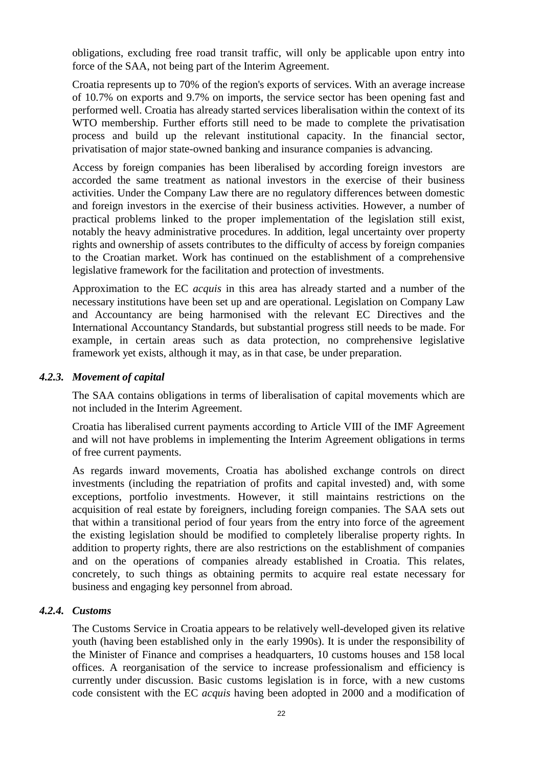obligations, excluding free road transit traffic, will only be applicable upon entry into force of the SAA, not being part of the Interim Agreement.

Croatia represents up to 70% of the region's exports of services. With an average increase of 10.7% on exports and 9.7% on imports, the service sector has been opening fast and performed well. Croatia has already started services liberalisation within the context of its WTO membership. Further efforts still need to be made to complete the privatisation process and build up the relevant institutional capacity. In the financial sector, privatisation of major state-owned banking and insurance companies is advancing.

Access by foreign companies has been liberalised by according foreign investors are accorded the same treatment as national investors in the exercise of their business activities. Under the Company Law there are no regulatory differences between domestic and foreign investors in the exercise of their business activities. However, a number of practical problems linked to the proper implementation of the legislation still exist, notably the heavy administrative procedures. In addition, legal uncertainty over property rights and ownership of assets contributes to the difficulty of access by foreign companies to the Croatian market. Work has continued on the establishment of a comprehensive legislative framework for the facilitation and protection of investments.

Approximation to the EC *acquis* in this area has already started and a number of the necessary institutions have been set up and are operational. Legislation on Company Law and Accountancy are being harmonised with the relevant EC Directives and the International Accountancy Standards, but substantial progress still needs to be made. For example, in certain areas such as data protection, no comprehensive legislative framework yet exists, although it may, as in that case, be under preparation.

#### *4.2.3. Movement of capital*

The SAA contains obligations in terms of liberalisation of capital movements which are not included in the Interim Agreement.

Croatia has liberalised current payments according to Article VIII of the IMF Agreement and will not have problems in implementing the Interim Agreement obligations in terms of free current payments.

As regards inward movements, Croatia has abolished exchange controls on direct investments (including the repatriation of profits and capital invested) and, with some exceptions, portfolio investments. However, it still maintains restrictions on the acquisition of real estate by foreigners, including foreign companies. The SAA sets out that within a transitional period of four years from the entry into force of the agreement the existing legislation should be modified to completely liberalise property rights. In addition to property rights, there are also restrictions on the establishment of companies and on the operations of companies already established in Croatia. This relates, concretely, to such things as obtaining permits to acquire real estate necessary for business and engaging key personnel from abroad.

#### *4.2.4. Customs*

The Customs Service in Croatia appears to be relatively well-developed given its relative youth (having been established only in the early 1990s). It is under the responsibility of the Minister of Finance and comprises a headquarters, 10 customs houses and 158 local offices. A reorganisation of the service to increase professionalism and efficiency is currently under discussion. Basic customs legislation is in force, with a new customs code consistent with the EC *acquis* having been adopted in 2000 and a modification of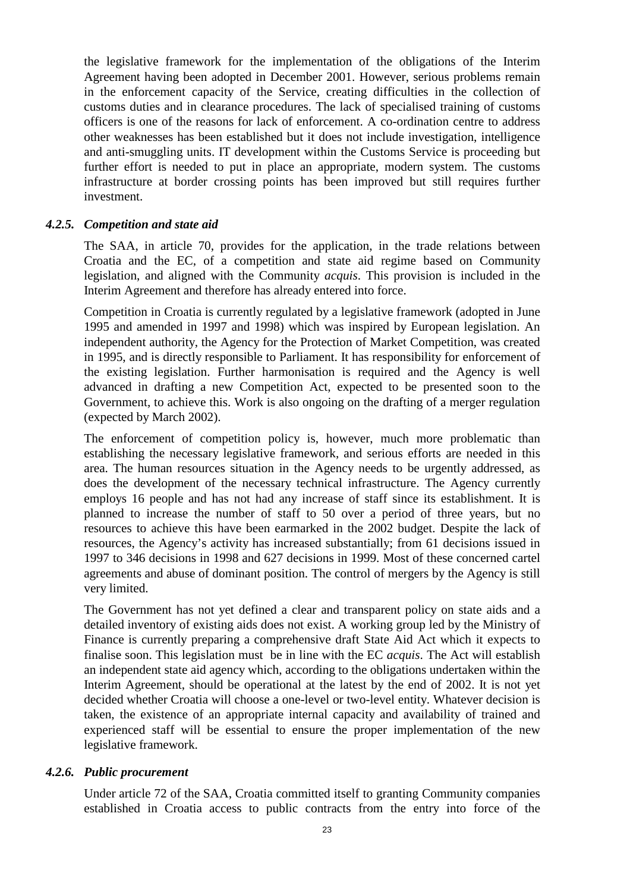the legislative framework for the implementation of the obligations of the Interim Agreement having been adopted in December 2001. However, serious problems remain in the enforcement capacity of the Service, creating difficulties in the collection of customs duties and in clearance procedures. The lack of specialised training of customs officers is one of the reasons for lack of enforcement. A co-ordination centre to address other weaknesses has been established but it does not include investigation, intelligence and anti-smuggling units. IT development within the Customs Service is proceeding but further effort is needed to put in place an appropriate, modern system. The customs infrastructure at border crossing points has been improved but still requires further investment.

#### *4.2.5. Competition and state aid*

The SAA, in article 70, provides for the application, in the trade relations between Croatia and the EC, of a competition and state aid regime based on Community legislation, and aligned with the Community *acquis*. This provision is included in the Interim Agreement and therefore has already entered into force.

Competition in Croatia is currently regulated by a legislative framework (adopted in June 1995 and amended in 1997 and 1998) which was inspired by European legislation. An independent authority, the Agency for the Protection of Market Competition, was created in 1995, and is directly responsible to Parliament. It has responsibility for enforcement of the existing legislation. Further harmonisation is required and the Agency is well advanced in drafting a new Competition Act, expected to be presented soon to the Government, to achieve this. Work is also ongoing on the drafting of a merger regulation (expected by March 2002).

The enforcement of competition policy is, however, much more problematic than establishing the necessary legislative framework, and serious efforts are needed in this area. The human resources situation in the Agency needs to be urgently addressed, as does the development of the necessary technical infrastructure. The Agency currently employs 16 people and has not had any increase of staff since its establishment. It is planned to increase the number of staff to 50 over a period of three years, but no resources to achieve this have been earmarked in the 2002 budget. Despite the lack of resources, the Agency's activity has increased substantially; from 61 decisions issued in 1997 to 346 decisions in 1998 and 627 decisions in 1999. Most of these concerned cartel agreements and abuse of dominant position. The control of mergers by the Agency is still very limited.

The Government has not yet defined a clear and transparent policy on state aids and a detailed inventory of existing aids does not exist. A working group led by the Ministry of Finance is currently preparing a comprehensive draft State Aid Act which it expects to finalise soon. This legislation must be in line with the EC *acquis*. The Act will establish an independent state aid agency which, according to the obligations undertaken within the Interim Agreement, should be operational at the latest by the end of 2002. It is not yet decided whether Croatia will choose a one-level or two-level entity. Whatever decision is taken, the existence of an appropriate internal capacity and availability of trained and experienced staff will be essential to ensure the proper implementation of the new legislative framework.

#### *4.2.6. Public procurement*

Under article 72 of the SAA, Croatia committed itself to granting Community companies established in Croatia access to public contracts from the entry into force of the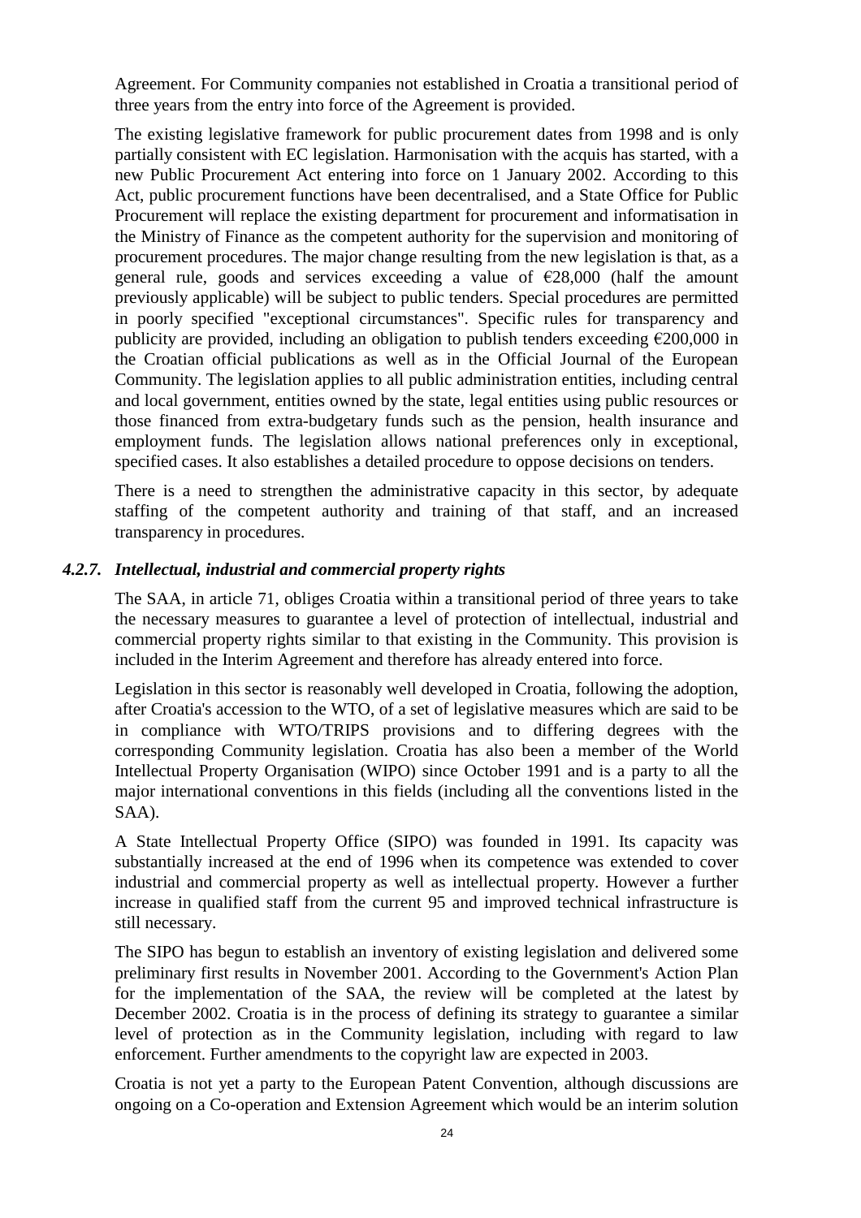Agreement. For Community companies not established in Croatia a transitional period of three years from the entry into force of the Agreement is provided.

The existing legislative framework for public procurement dates from 1998 and is only partially consistent with EC legislation. Harmonisation with the acquis has started, with a new Public Procurement Act entering into force on 1 January 2002. According to this Act, public procurement functions have been decentralised, and a State Office for Public Procurement will replace the existing department for procurement and informatisation in the Ministry of Finance as the competent authority for the supervision and monitoring of procurement procedures. The major change resulting from the new legislation is that, as a general rule, goods and services exceeding a value of €28,000 (half the amount previously applicable) will be subject to public tenders. Special procedures are permitted in poorly specified "exceptional circumstances". Specific rules for transparency and publicity are provided, including an obligation to publish tenders exceeding €200,000 in the Croatian official publications as well as in the Official Journal of the European Community. The legislation applies to all public administration entities, including central and local government, entities owned by the state, legal entities using public resources or those financed from extra-budgetary funds such as the pension, health insurance and employment funds. The legislation allows national preferences only in exceptional, specified cases. It also establishes a detailed procedure to oppose decisions on tenders.

There is a need to strengthen the administrative capacity in this sector, by adequate staffing of the competent authority and training of that staff, and an increased transparency in procedures.

### *4.2.7. Intellectual, industrial and commercial property rights*

The SAA, in article 71, obliges Croatia within a transitional period of three years to take the necessary measures to guarantee a level of protection of intellectual, industrial and commercial property rights similar to that existing in the Community. This provision is included in the Interim Agreement and therefore has already entered into force.

Legislation in this sector is reasonably well developed in Croatia, following the adoption, after Croatia's accession to the WTO, of a set of legislative measures which are said to be in compliance with WTO/TRIPS provisions and to differing degrees with the corresponding Community legislation. Croatia has also been a member of the World Intellectual Property Organisation (WIPO) since October 1991 and is a party to all the major international conventions in this fields (including all the conventions listed in the SAA).

A State Intellectual Property Office (SIPO) was founded in 1991. Its capacity was substantially increased at the end of 1996 when its competence was extended to cover industrial and commercial property as well as intellectual property. However a further increase in qualified staff from the current 95 and improved technical infrastructure is still necessary.

The SIPO has begun to establish an inventory of existing legislation and delivered some preliminary first results in November 2001. According to the Government's Action Plan for the implementation of the SAA, the review will be completed at the latest by December 2002. Croatia is in the process of defining its strategy to guarantee a similar level of protection as in the Community legislation, including with regard to law enforcement. Further amendments to the copyright law are expected in 2003.

Croatia is not yet a party to the European Patent Convention, although discussions are ongoing on a Co-operation and Extension Agreement which would be an interim solution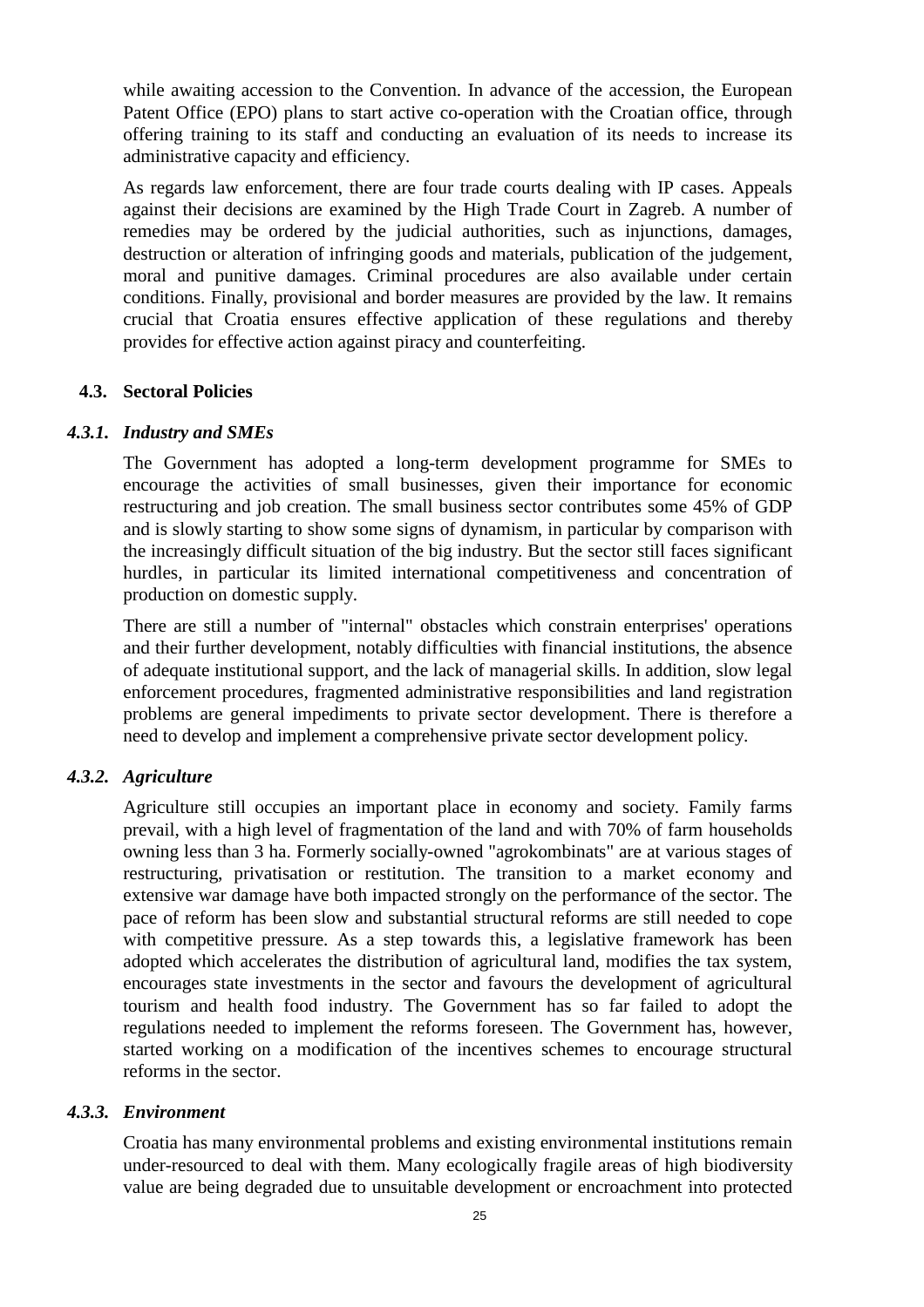while awaiting accession to the Convention. In advance of the accession, the European Patent Office (EPO) plans to start active co-operation with the Croatian office, through offering training to its staff and conducting an evaluation of its needs to increase its administrative capacity and efficiency.

As regards law enforcement, there are four trade courts dealing with IP cases. Appeals against their decisions are examined by the High Trade Court in Zagreb. A number of remedies may be ordered by the judicial authorities, such as injunctions, damages, destruction or alteration of infringing goods and materials, publication of the judgement, moral and punitive damages. Criminal procedures are also available under certain conditions. Finally, provisional and border measures are provided by the law. It remains crucial that Croatia ensures effective application of these regulations and thereby provides for effective action against piracy and counterfeiting.

## 4.3. Sectoral Policies

### *4.3.1. Industry and SMEs*

The Government has adopted a long-term development programme for SMEs to encourage the activities of small businesses, given their importance for economic restructuring and job creation. The small business sector contributes some 45% of GDP and is slowly starting to show some signs of dynamism, in particular by comparison with the increasingly difficult situation of the big industry. But the sector still faces significant hurdles, in particular its limited international competitiveness and concentration of production on domestic supply.

There are still a number of "internal" obstacles which constrain enterprises' operations and their further development, notably difficulties with financial institutions, the absence of adequate institutional support, and the lack of managerial skills. In addition, slow legal enforcement procedures, fragmented administrative responsibilities and land registration problems are general impediments to private sector development. There is therefore a need to develop and implement a comprehensive private sector development policy.

### *4.3.2. Agriculture*

Agriculture still occupies an important place in economy and society. Family farms prevail, with a high level of fragmentation of the land and with 70% of farm households owning less than 3 ha. Formerly socially-owned "agrokombinats" are at various stages of restructuring, privatisation or restitution. The transition to a market economy and extensive war damage have both impacted strongly on the performance of the sector. The pace of reform has been slow and substantial structural reforms are still needed to cope with competitive pressure. As a step towards this, a legislative framework has been adopted which accelerates the distribution of agricultural land, modifies the tax system, encourages state investments in the sector and favours the development of agricultural tourism and health food industry. The Government has so far failed to adopt the regulations needed to implement the reforms foreseen. The Government has, however, started working on a modification of the incentives schemes to encourage structural reforms in the sector.

### *4.3.3. Environment*

Croatia has many environmental problems and existing environmental institutions remain under-resourced to deal with them. Many ecologically fragile areas of high biodiversity value are being degraded due to unsuitable development or encroachment into protected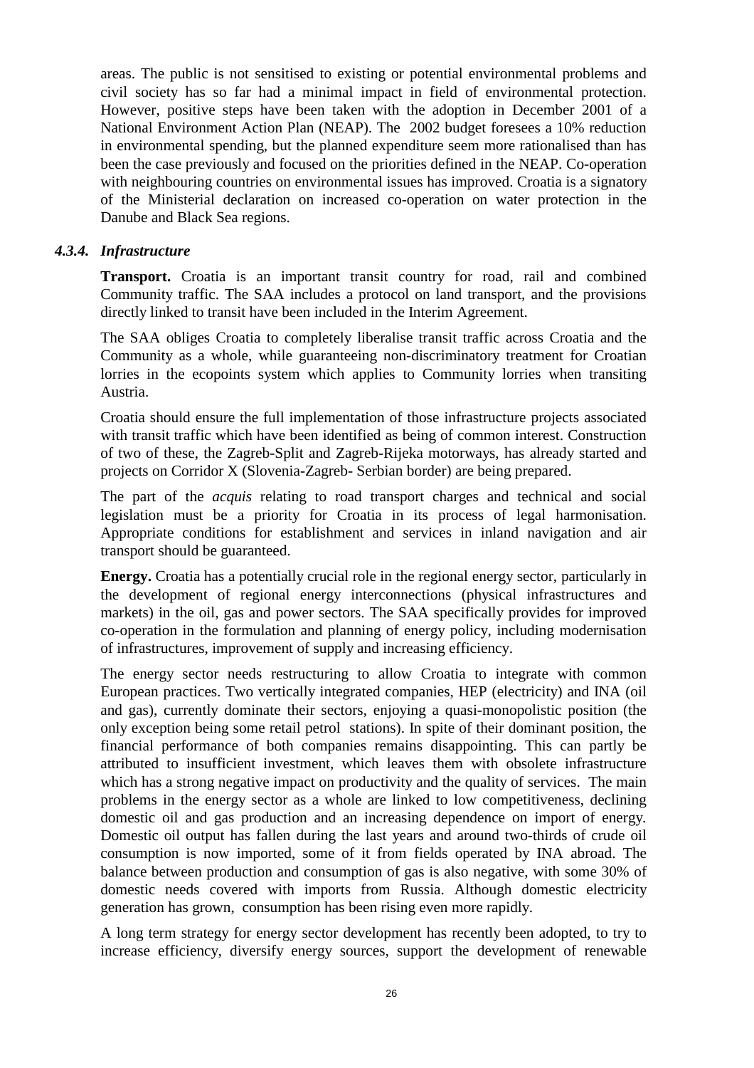areas. The public is not sensitised to existing or potential environmental problems and civil society has so far had a minimal impact in field of environmental protection. However, positive steps have been taken with the adoption in December 2001 of a National Environment Action Plan (NEAP). The 2002 budget foresees a 10% reduction in environmental spending, but the planned expenditure seem more rationalised than has been the case previously and focused on the priorities defined in the NEAP. Co-operation with neighbouring countries on environmental issues has improved. Croatia is a signatory of the Ministerial declaration on increased co-operation on water protection in the Danube and Black Sea regions.

#### *4.3.4. Infrastructure*

**Transport.** Croatia is an important transit country for road, rail and combined Community traffic. The SAA includes a protocol on land transport, and the provisions directly linked to transit have been included in the Interim Agreement.

The SAA obliges Croatia to completely liberalise transit traffic across Croatia and the Community as a whole, while guaranteeing non-discriminatory treatment for Croatian lorries in the ecopoints system which applies to Community lorries when transiting Austria.

Croatia should ensure the full implementation of those infrastructure projects associated with transit traffic which have been identified as being of common interest. Construction of two of these, the Zagreb-Split and Zagreb-Rijeka motorways, has already started and projects on Corridor X (Slovenia-Zagreb- Serbian border) are being prepared.

The part of the *acquis* relating to road transport charges and technical and social legislation must be a priority for Croatia in its process of legal harmonisation. Appropriate conditions for establishment and services in inland navigation and air transport should be guaranteed.

**Energy.** Croatia has a potentially crucial role in the regional energy sector, particularly in the development of regional energy interconnections (physical infrastructures and markets) in the oil, gas and power sectors. The SAA specifically provides for improved co-operation in the formulation and planning of energy policy, including modernisation of infrastructures, improvement of supply and increasing efficiency.

The energy sector needs restructuring to allow Croatia to integrate with common European practices. Two vertically integrated companies, HEP (electricity) and INA (oil and gas), currently dominate their sectors, enjoying a quasi-monopolistic position (the only exception being some retail petrol stations). In spite of their dominant position, the financial performance of both companies remains disappointing. This can partly be attributed to insufficient investment, which leaves them with obsolete infrastructure which has a strong negative impact on productivity and the quality of services. The main problems in the energy sector as a whole are linked to low competitiveness, declining domestic oil and gas production and an increasing dependence on import of energy. Domestic oil output has fallen during the last years and around two-thirds of crude oil consumption is now imported, some of it from fields operated by INA abroad. The balance between production and consumption of gas is also negative, with some 30% of domestic needs covered with imports from Russia. Although domestic electricity generation has grown, consumption has been rising even more rapidly.

A long term strategy for energy sector development has recently been adopted, to try to increase efficiency, diversify energy sources, support the development of renewable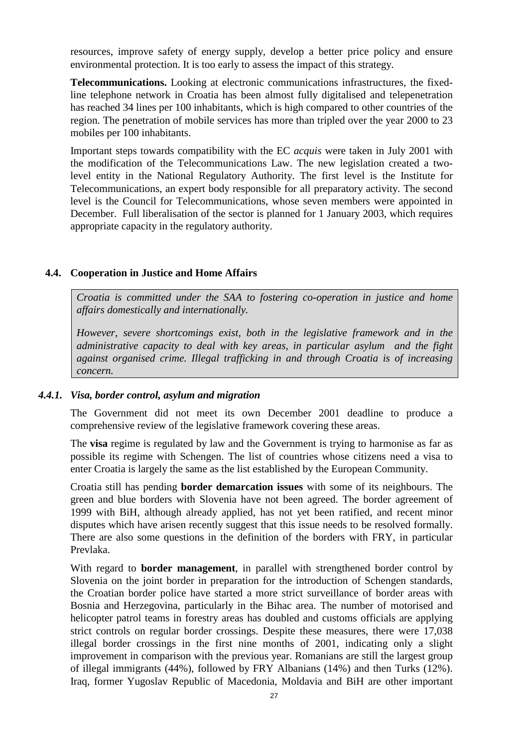resources, improve safety of energy supply, develop a better price policy and ensure environmental protection. It is too early to assess the impact of this strategy.

**Telecommunications.** Looking at electronic communications infrastructures, the fixed-line telephone network in Croatia has been almost fully digitalised and telepenetration has reached 34 lines per 100 inhabitants, which is high compared to other countries of the region. The penetration of mobile services has more than tripled over the year 2000 to 23 mobiles per 100 inhabitants.

Important steps towards compatibility with the EC *acquis* were taken in July 2001 with the modification of the Telecommunications Law. The new legislation created a two-level entity in the National Regulatory Authority. The first level is the Institute for Telecommunications, an expert body responsible for all preparatory activity. The second level is the Council for Telecommunications, whose seven members were appointed in December. Full liberalisation of the sector is planned for 1 January 2003, which requires appropriate capacity in the regulatory authority.

## 4.4. Cooperation in Justice and Home Affairs

*Croatia is committed under the SAA to fostering co-operation in justice and home affairs domestically and internationally.*

*However, severe shortcomings exist, both in the legislative framework and in the administrative capacity to deal with key areas, in particular asylum and the fight against organised crime. Illegal trafficking in and through Croatia is of increasing concern.*

### *4.4.1. Visa, border control, asylum and migration*

The Government did not meet its own December 2001 deadline to produce a comprehensive review of the legislative framework covering these areas.

The **visa** regime is regulated by law and the Government is trying to harmonise as far as possible its regime with Schengen. The list of countries whose citizens need a visa to enter Croatia is largely the same as the list established by the European Community.

Croatia still has pending **border demarcation issues** with some of its neighbours. The green and blue borders with Slovenia have not been agreed. The border agreement of 1999 with BiH, although already applied, has not yet been ratified, and recent minor disputes which have arisen recently suggest that this issue needs to be resolved formally. There are also some questions in the definition of the borders with FRY, in particular Prevlaka.

With regard to **border management**, in parallel with strengthened border control by Slovenia on the joint border in preparation for the introduction of Schengen standards, the Croatian border police have started a more strict surveillance of border areas with Bosnia and Herzegovina, particularly in the Bihac area. The number of motorised and helicopter patrol teams in forestry areas has doubled and customs officials are applying strict controls on regular border crossings. Despite these measures, there were 17,038 illegal border crossings in the first nine months of 2001, indicating only a slight improvement in comparison with the previous year. Romanians are still the largest group of illegal immigrants (44%), followed by FRY Albanians (14%) and then Turks (12%). Iraq, former Yugoslav Republic of Macedonia, Moldavia and BiH are other important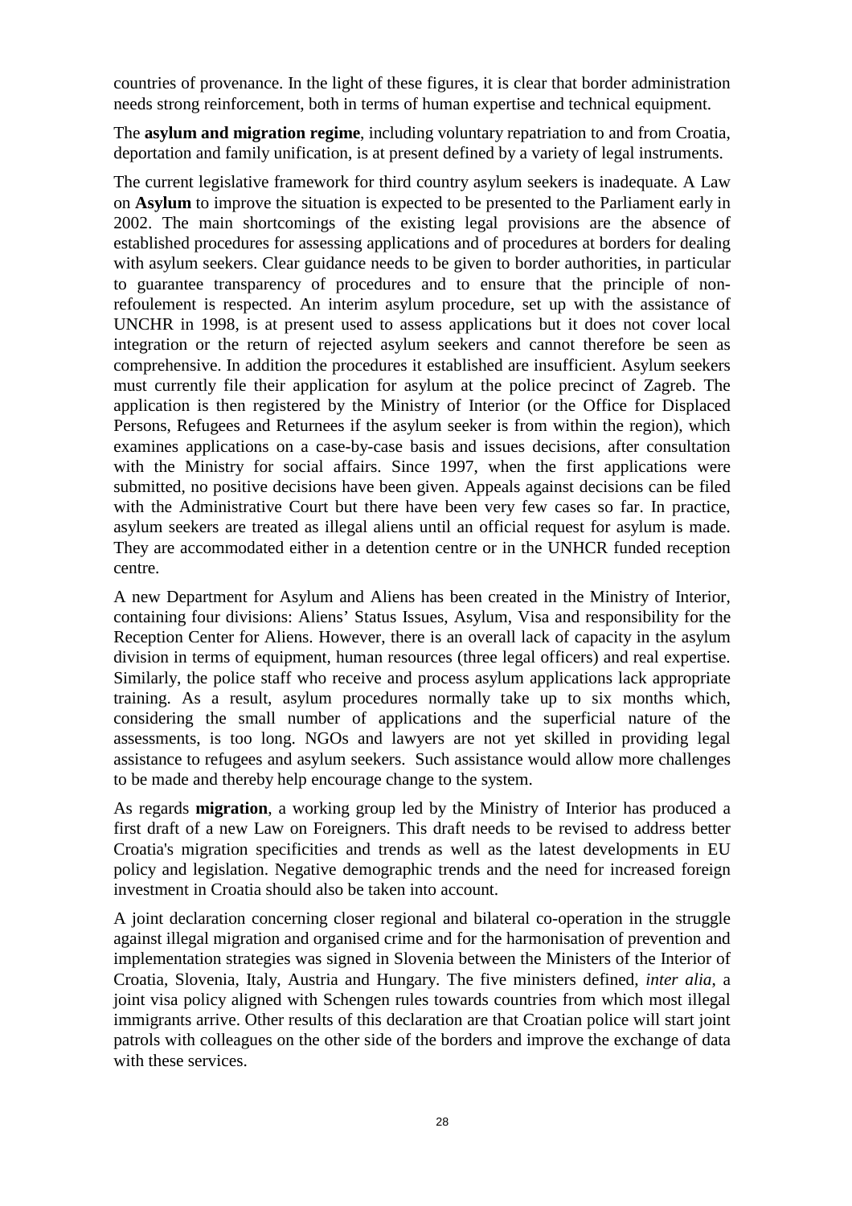countries of provenance. In the light of these figures, it is clear that border administration needs strong reinforcement, both in terms of human expertise and technical equipment.

The **asylum and migration regime**, including voluntary repatriation to and from Croatia, deportation and family unification, is at present defined by a variety of legal instruments.

The current legislative framework for third country asylum seekers is inadequate. A Law on **Asylum** to improve the situation is expected to be presented to the Parliament early in 2002. The main shortcomings of the existing legal provisions are the absence of established procedures for assessing applications and of procedures at borders for dealing with asylum seekers. Clear guidance needs to be given to border authorities, in particular to guarantee transparency of procedures and to ensure that the principle of non-refoulement is respected. An interim asylum procedure, set up with the assistance of UNCHR in 1998, is at present used to assess applications but it does not cover local integration or the return of rejected asylum seekers and cannot therefore be seen as comprehensive. In addition the procedures it established are insufficient. Asylum seekers must currently file their application for asylum at the police precinct of Zagreb. The application is then registered by the Ministry of Interior (or the Office for Displaced Persons, Refugees and Returnees if the asylum seeker is from within the region), which examines applications on a case-by-case basis and issues decisions, after consultation with the Ministry for social affairs. Since 1997, when the first applications were submitted, no positive decisions have been given. Appeals against decisions can be filed with the Administrative Court but there have been very few cases so far. In practice, asylum seekers are treated as illegal aliens until an official request for asylum is made. They are accommodated either in a detention centre or in the UNHCR funded reception centre.

A new Department for Asylum and Aliens has been created in the Ministry of Interior, containing four divisions: Aliens' Status Issues, Asylum, Visa and responsibility for the Reception Center for Aliens. However, there is an overall lack of capacity in the asylum division in terms of equipment, human resources (three legal officers) and real expertise. Similarly, the police staff who receive and process asylum applications lack appropriate training. As a result, asylum procedures normally take up to six months which, considering the small number of applications and the superficial nature of the assessments, is too long. NGOs and lawyers are not yet skilled in providing legal assistance to refugees and asylum seekers. Such assistance would allow more challenges to be made and thereby help encourage change to the system.

As regards **migration**, a working group led by the Ministry of Interior has produced a first draft of a new Law on Foreigners. This draft needs to be revised to address better Croatia's migration specificities and trends as well as the latest developments in EU policy and legislation. Negative demographic trends and the need for increased foreign investment in Croatia should also be taken into account.

A joint declaration concerning closer regional and bilateral co-operation in the struggle against illegal migration and organised crime and for the harmonisation of prevention and implementation strategies was signed in Slovenia between the Ministers of the Interior of Croatia, Slovenia, Italy, Austria and Hungary. The five ministers defined, *inter alia*, a joint visa policy aligned with Schengen rules towards countries from which most illegal immigrants arrive. Other results of this declaration are that Croatian police will start joint patrols with colleagues on the other side of the borders and improve the exchange of data with these services.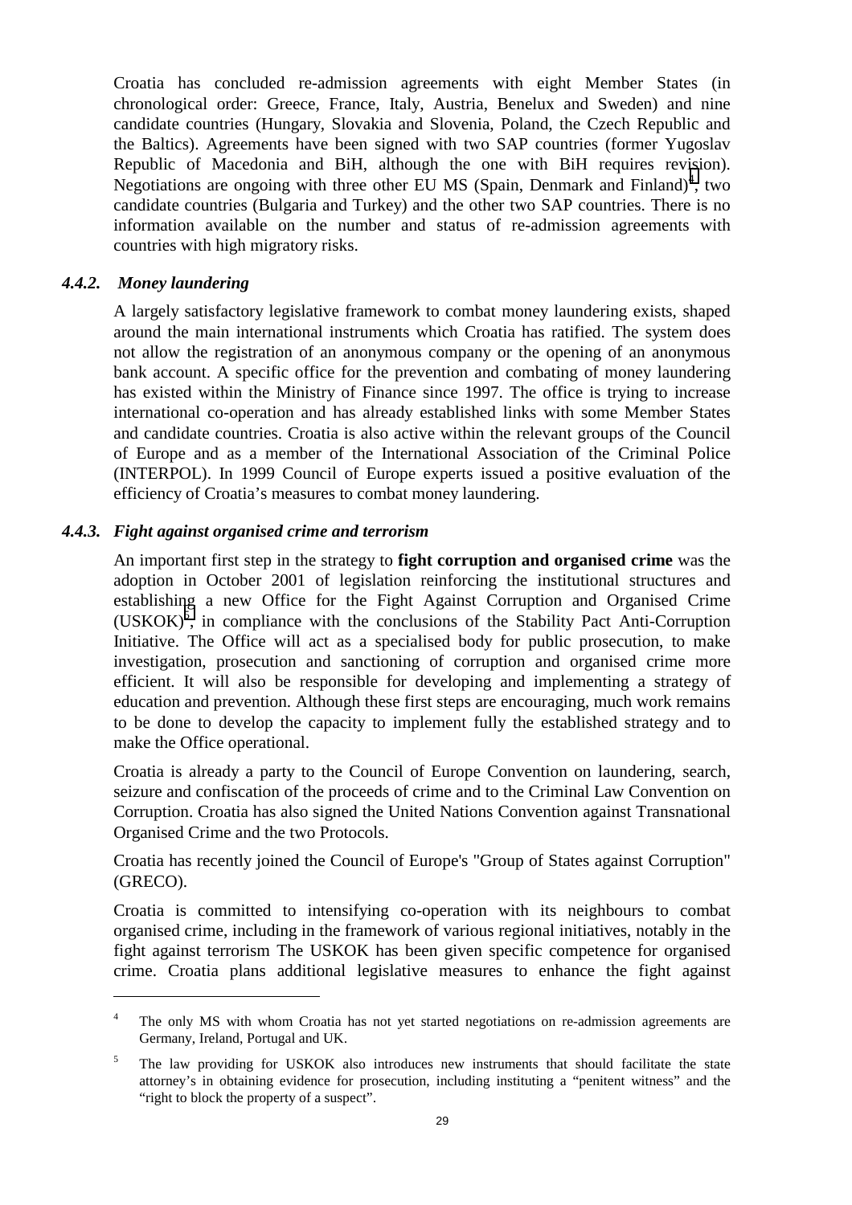Croatia has concluded re-admission agreements with eight Member States (in chronological order: Greece, France, Italy, Austria, Benelux and Sweden) and nine candidate countries (Hungary, Slovakia and Slovenia, Poland, the Czech Republic and the Baltics). Agreements have been signed with two SAP countries (former Yugoslav Republic of Macedonia and BiH, although the one with BiH requires revision). Negotiations are ongoing with three other EU MS (Spain, Denmark and Finland)[4], two candidate countries (Bulgaria and Turkey) and the other two SAP countries. There is no information available on the number and status of re-admission agreements with countries with high migratory risks.

### *4.4.2. Money laundering*

A largely satisfactory legislative framework to combat money laundering exists, shaped around the main international instruments which Croatia has ratified. The system does not allow the registration of an anonymous company or the opening of an anonymous bank account. A specific office for the prevention and combating of money laundering has existed within the Ministry of Finance since 1997. The office is trying to increase international co-operation and has already established links with some Member States and candidate countries. Croatia is also active within the relevant groups of the Council of Europe and as a member of the International Association of the Criminal Police (INTERPOL). In 1999 Council of Europe experts issued a positive evaluation of the efficiency of Croatia's measures to combat money laundering.

### *4.4.3. Fight against organised crime and terrorism*

An important first step in the strategy to **fight corruption and organised crime** was the adoption in October 2001 of legislation reinforcing the institutional structures and establishing a new Office for the Fight Against Corruption and Organised Crime (USKOK)[5], in compliance with the conclusions of the Stability Pact Anti-Corruption Initiative. The Office will act as a specialised body for public prosecution, to make investigation, prosecution and sanctioning of corruption and organised crime more efficient. It will also be responsible for developing and implementing a strategy of education and prevention. Although these first steps are encouraging, much work remains to be done to develop the capacity to implement fully the established strategy and to make the Office operational.

Croatia is already a party to the Council of Europe Convention on laundering, search, seizure and confiscation of the proceeds of crime and to the Criminal Law Convention on Corruption. Croatia has also signed the United Nations Convention against Transnational Organised Crime and the two Protocols.

Croatia has recently joined the Council of Europe's "Group of States against Corruption" (GRECO).

Croatia is committed to intensifying co-operation with its neighbours to combat organised crime, including in the framework of various regional initiatives, notably in the fight against terrorism The USKOK has been given specific competence for organised crime. Croatia plans additional legislative measures to enhance the fight against

---

[4] The only MS with whom Croatia has not yet started negotiations on re-admission agreements are Germany, Ireland, Portugal and UK.

[5] The law providing for USKOK also introduces new instruments that should facilitate the state attorney's in obtaining evidence for prosecution, including instituting a "penitent witness" and the "right to block the property of a suspect".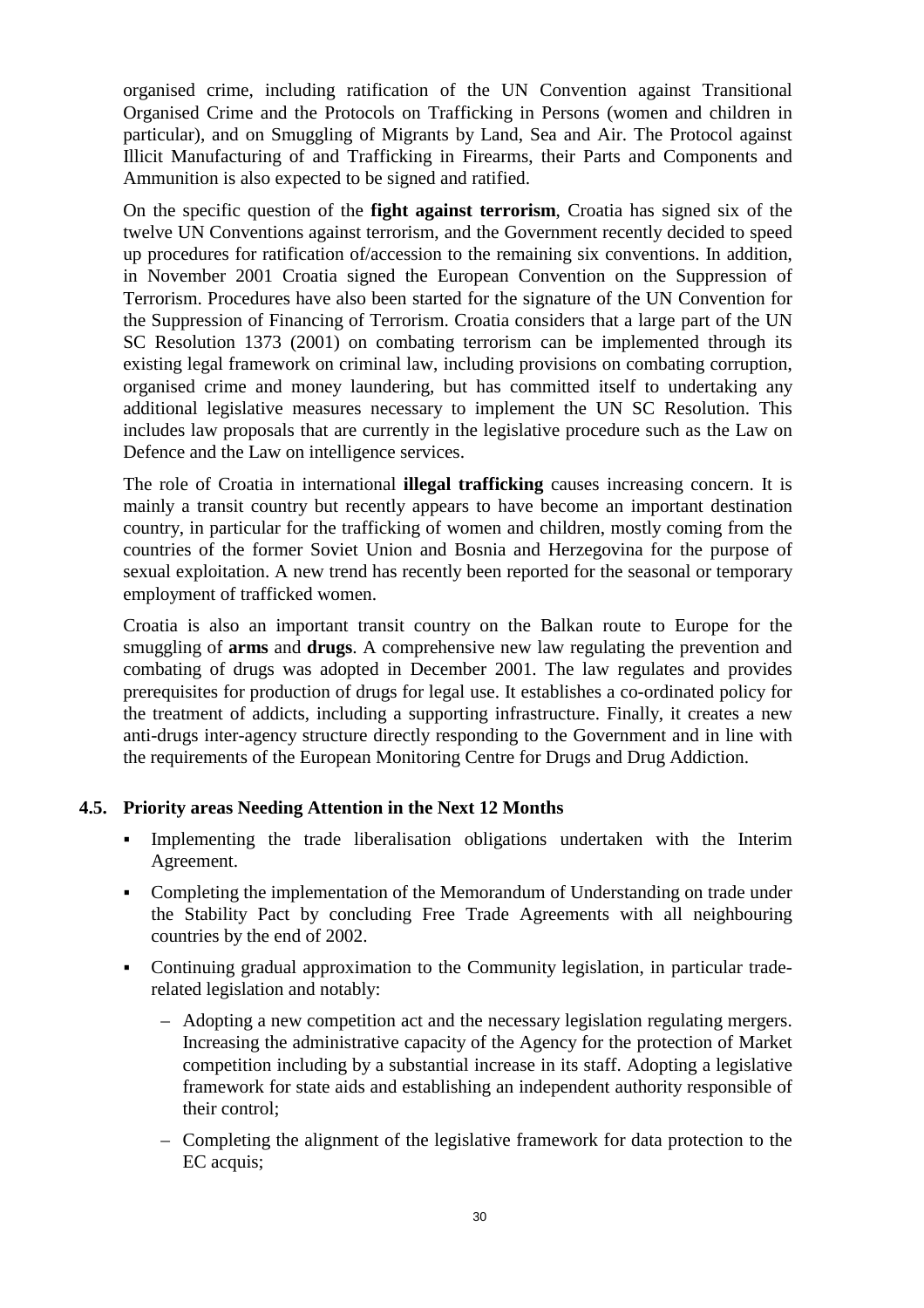organised crime, including ratification of the UN Convention against Transitional Organised Crime and the Protocols on Trafficking in Persons (women and children in particular), and on Smuggling of Migrants by Land, Sea and Air. The Protocol against Illicit Manufacturing of and Trafficking in Firearms, their Parts and Components and Ammunition is also expected to be signed and ratified.

On the specific question of the **fight against terrorism**, Croatia has signed six of the twelve UN Conventions against terrorism, and the Government recently decided to speed up procedures for ratification of/accession to the remaining six conventions. In addition, in November 2001 Croatia signed the European Convention on the Suppression of Terrorism. Procedures have also been started for the signature of the UN Convention for the Suppression of Financing of Terrorism. Croatia considers that a large part of the UN SC Resolution 1373 (2001) on combating terrorism can be implemented through its existing legal framework on criminal law, including provisions on combating corruption, organised crime and money laundering, but has committed itself to undertaking any additional legislative measures necessary to implement the UN SC Resolution. This includes law proposals that are currently in the legislative procedure such as the Law on Defence and the Law on intelligence services.

The role of Croatia in international **illegal trafficking** causes increasing concern. It is mainly a transit country but recently appears to have become an important destination country, in particular for the trafficking of women and children, mostly coming from the countries of the former Soviet Union and Bosnia and Herzegovina for the purpose of sexual exploitation. A new trend has recently been reported for the seasonal or temporary employment of trafficked women.

Croatia is also an important transit country on the Balkan route to Europe for the smuggling of **arms** and **drugs**. A comprehensive new law regulating the prevention and combating of drugs was adopted in December 2001. The law regulates and provides prerequisites for production of drugs for legal use. It establishes a co-ordinated policy for the treatment of addicts, including a supporting infrastructure. Finally, it creates a new anti-drugs inter-agency structure directly responding to the Government and in line with the requirements of the European Monitoring Centre for Drugs and Drug Addiction.

### 4.5. Priority areas Needing Attention in the Next 12 Months

- Implementing the trade liberalisation obligations undertaken with the Interim Agreement.
- Completing the implementation of the Memorandum of Understanding on trade under the Stability Pact by concluding Free Trade Agreements with all neighbouring countries by the end of 2002.
- Continuing gradual approximation to the Community legislation, in particular trade-related legislation and notably:
  - Adopting a new competition act and the necessary legislation regulating mergers. Increasing the administrative capacity of the Agency for the protection of Market competition including by a substantial increase in its staff. Adopting a legislative framework for state aids and establishing an independent authority responsible of their control;
  - Completing the alignment of the legislative framework for data protection to the EC acquis;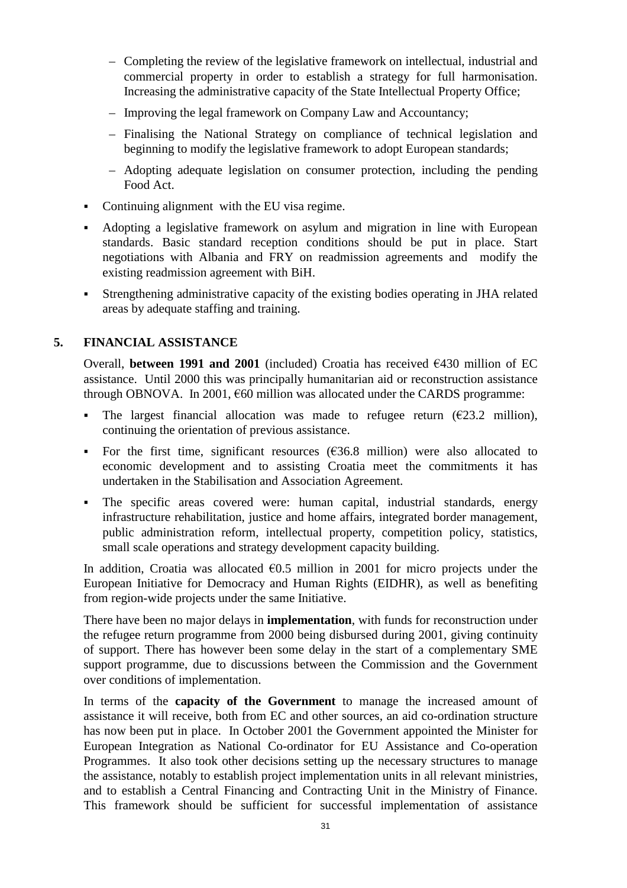- Completing the review of the legislative framework on intellectual, industrial and commercial property in order to establish a strategy for full harmonisation. Increasing the administrative capacity of the State Intellectual Property Office;
   - Improving the legal framework on Company Law and Accountancy;
   - Finalising the National Strategy on compliance of technical legislation and beginning to modify the legislative framework to adopt European standards;
   - Adopting adequate legislation on consumer protection, including the pending Food Act.

- Continuing alignment with the EU visa regime.
- Adopting a legislative framework on asylum and migration in line with European standards. Basic standard reception conditions should be put in place. Start negotiations with Albania and FRY on readmission agreements and modify the existing readmission agreement with BiH.
- Strengthening administrative capacity of the existing bodies operating in JHA related areas by adequate staffing and training.

## 5. FINANCIAL ASSISTANCE

Overall, **between 1991 and 2001** (included) Croatia has received €430 million of EC assistance. Until 2000 this was principally humanitarian aid or reconstruction assistance through OBNOVA. In 2001, €60 million was allocated under the CARDS programme:

- The largest financial allocation was made to refugee return (€23.2 million), continuing the orientation of previous assistance.
- For the first time, significant resources (€36.8 million) were also allocated to economic development and to assisting Croatia meet the commitments it has undertaken in the Stabilisation and Association Agreement.
- The specific areas covered were: human capital, industrial standards, energy infrastructure rehabilitation, justice and home affairs, integrated border management, public administration reform, intellectual property, competition policy, statistics, small scale operations and strategy development capacity building.

In addition, Croatia was allocated €0.5 million in 2001 for micro projects under the European Initiative for Democracy and Human Rights (EIDHR), as well as benefiting from region-wide projects under the same Initiative.

There have been no major delays in **implementation**, with funds for reconstruction under the refugee return programme from 2000 being disbursed during 2001, giving continuity of support. There has however been some delay in the start of a complementary SME support programme, due to discussions between the Commission and the Government over conditions of implementation.

In terms of the **capacity of the Government** to manage the increased amount of assistance it will receive, both from EC and other sources, an aid co-ordination structure has now been put in place. In October 2001 the Government appointed the Minister for European Integration as National Co-ordinator for EU Assistance and Co-operation Programmes. It also took other decisions setting up the necessary structures to manage the assistance, notably to establish project implementation units in all relevant ministries, and to establish a Central Financing and Contracting Unit in the Ministry of Finance. This framework should be sufficient for successful implementation of assistance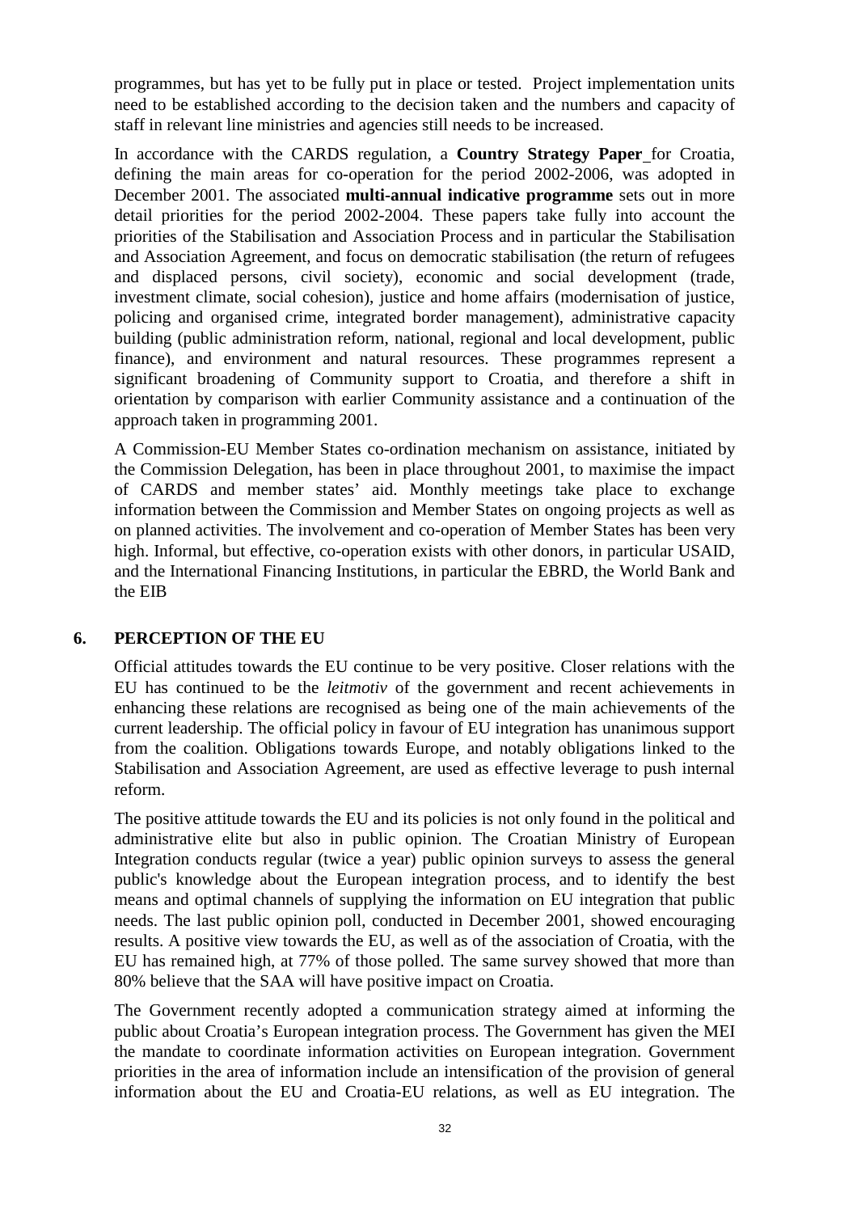programmes, but has yet to be fully put in place or tested. Project implementation units need to be established according to the decision taken and the numbers and capacity of staff in relevant line ministries and agencies still needs to be increased.

In accordance with the CARDS regulation, a **Country Strategy Paper** for Croatia, defining the main areas for co-operation for the period 2002-2006, was adopted in December 2001. The associated **multi-annual indicative programme** sets out in more detail priorities for the period 2002-2004. These papers take fully into account the priorities of the Stabilisation and Association Process and in particular the Stabilisation and Association Agreement, and focus on democratic stabilisation (the return of refugees and displaced persons, civil society), economic and social development (trade, investment climate, social cohesion), justice and home affairs (modernisation of justice, policing and organised crime, integrated border management), administrative capacity building (public administration reform, national, regional and local development, public finance), and environment and natural resources. These programmes represent a significant broadening of Community support to Croatia, and therefore a shift in orientation by comparison with earlier Community assistance and a continuation of the approach taken in programming 2001.

A Commission-EU Member States co-ordination mechanism on assistance, initiated by the Commission Delegation, has been in place throughout 2001, to maximise the impact of CARDS and member states' aid. Monthly meetings take place to exchange information between the Commission and Member States on ongoing projects as well as on planned activities. The involvement and co-operation of Member States has been very high. Informal, but effective, co-operation exists with other donors, in particular USAID, and the International Financing Institutions, in particular the EBRD, the World Bank and the EIB

## 6. PERCEPTION OF THE EU

Official attitudes towards the EU continue to be very positive. Closer relations with the EU has continued to be the *leitmotiv* of the government and recent achievements in enhancing these relations are recognised as being one of the main achievements of the current leadership. The official policy in favour of EU integration has unanimous support from the coalition. Obligations towards Europe, and notably obligations linked to the Stabilisation and Association Agreement, are used as effective leverage to push internal reform.

The positive attitude towards the EU and its policies is not only found in the political and administrative elite but also in public opinion. The Croatian Ministry of European Integration conducts regular (twice a year) public opinion surveys to assess the general public's knowledge about the European integration process, and to identify the best means and optimal channels of supplying the information on EU integration that public needs. The last public opinion poll, conducted in December 2001, showed encouraging results. A positive view towards the EU, as well as of the association of Croatia, with the EU has remained high, at 77% of those polled. The same survey showed that more than 80% believe that the SAA will have positive impact on Croatia.

The Government recently adopted a communication strategy aimed at informing the public about Croatia's European integration process. The Government has given the MEI the mandate to coordinate information activities on European integration. Government priorities in the area of information include an intensification of the provision of general information about the EU and Croatia-EU relations, as well as EU integration. The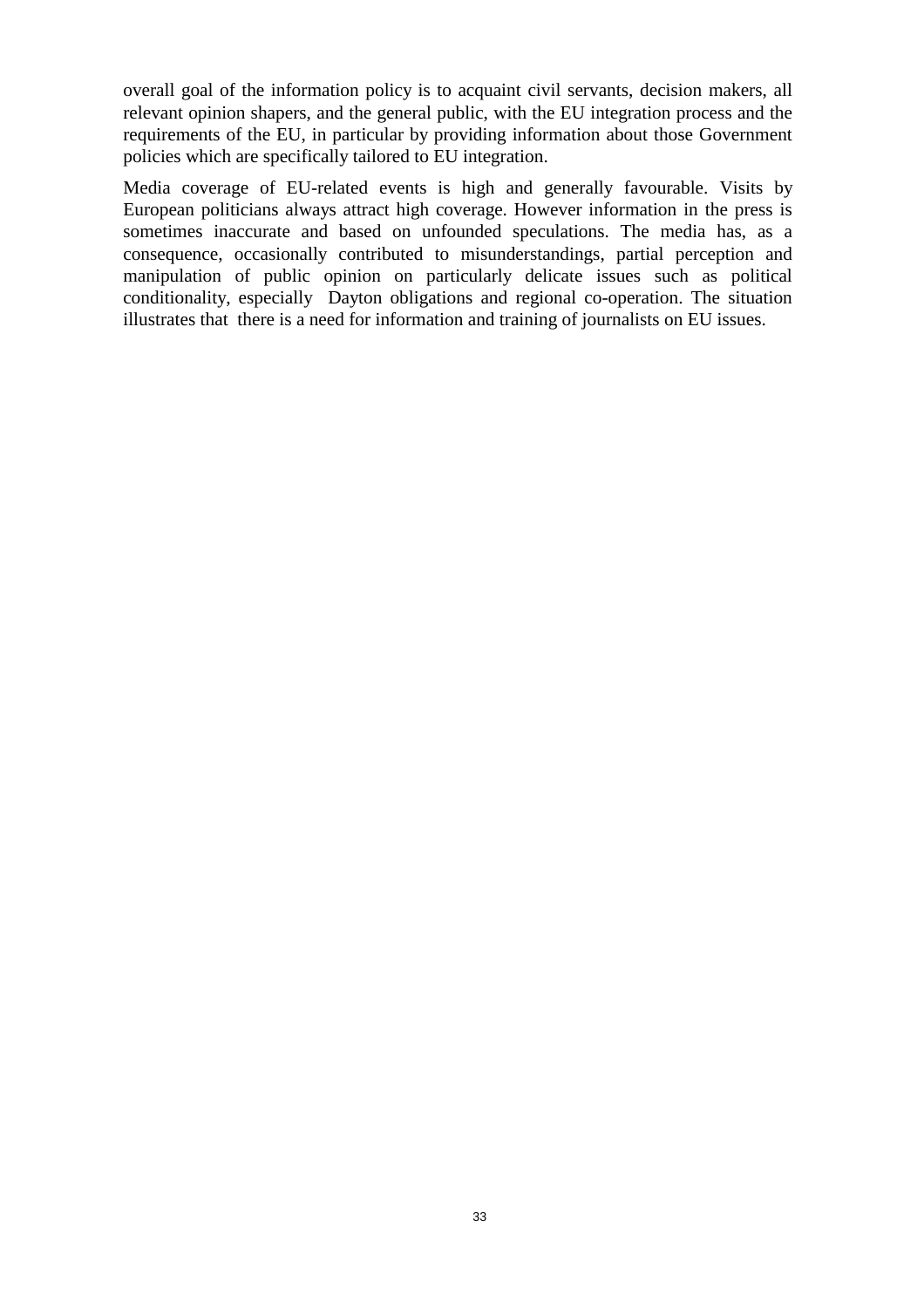overall goal of the information policy is to acquaint civil servants, decision makers, all relevant opinion shapers, and the general public, with the EU integration process and the requirements of the EU, in particular by providing information about those Government policies which are specifically tailored to EU integration.

Media coverage of EU-related events is high and generally favourable. Visits by European politicians always attract high coverage. However information in the press is sometimes inaccurate and based on unfounded speculations. The media has, as a consequence, occasionally contributed to misunderstandings, partial perception and manipulation of public opinion on particularly delicate issues such as political conditionality, especially Dayton obligations and regional co-operation. The situation illustrates that there is a need for information and training of journalists on EU issues.